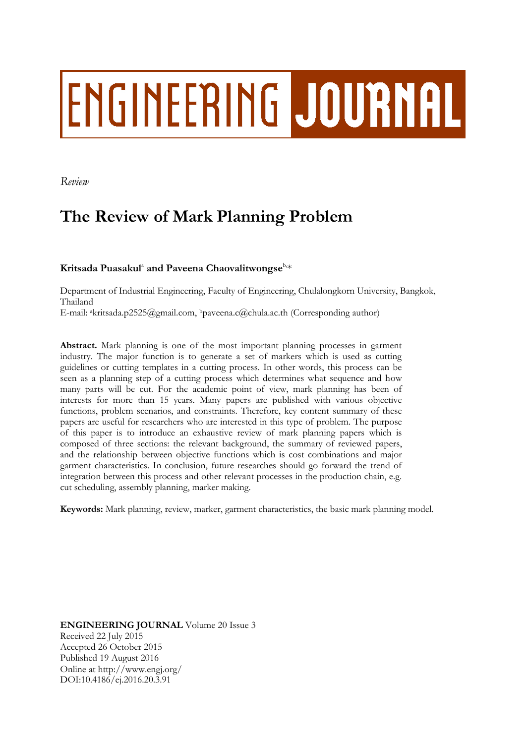# ENGINEERING JOURNAL

*Review*

# The Review of Mark Planning Problem

**Kritsada Puasakul**[a] **and Paveena Chaovalitwongse**[b,*]

Department of Industrial Engineering, Faculty of Engineering, Chulalongkorn University, Bangkok, Thailand
E-mail: [a]kritsada.p2525@gmail.com, [b]paveena.c@chula.ac.th (Corresponding author)

**Abstract.** Mark planning is one of the most important planning processes in garment industry. The major function is to generate a set of markers which is used as cutting guidelines or cutting templates in a cutting process. In other words, this process can be seen as a planning step of a cutting process which determines what sequence and how many parts will be cut. For the academic point of view, mark planning has been of interests for more than 15 years. Many papers are published with various objective functions, problem scenarios, and constraints. Therefore, key content summary of these papers are useful for researchers who are interested in this type of problem. The purpose of this paper is to introduce an exhaustive review of mark planning papers which is composed of three sections: the relevant background, the summary of reviewed papers, and the relationship between objective functions which is cost combinations and major garment characteristics. In conclusion, future researches should go forward the trend of integration between this process and other relevant processes in the production chain, e.g. cut scheduling, assembly planning, marker making.

**Keywords:** Mark planning, review, marker, garment characteristics, the basic mark planning model.

**ENGINEERING JOURNAL** Volume 20 Issue 3
Received 22 July 2015
Accepted 26 October 2015
Published 19 August 2016
Online at http://www.engj.org/
DOI:10.4186/ej.2016.20.3.91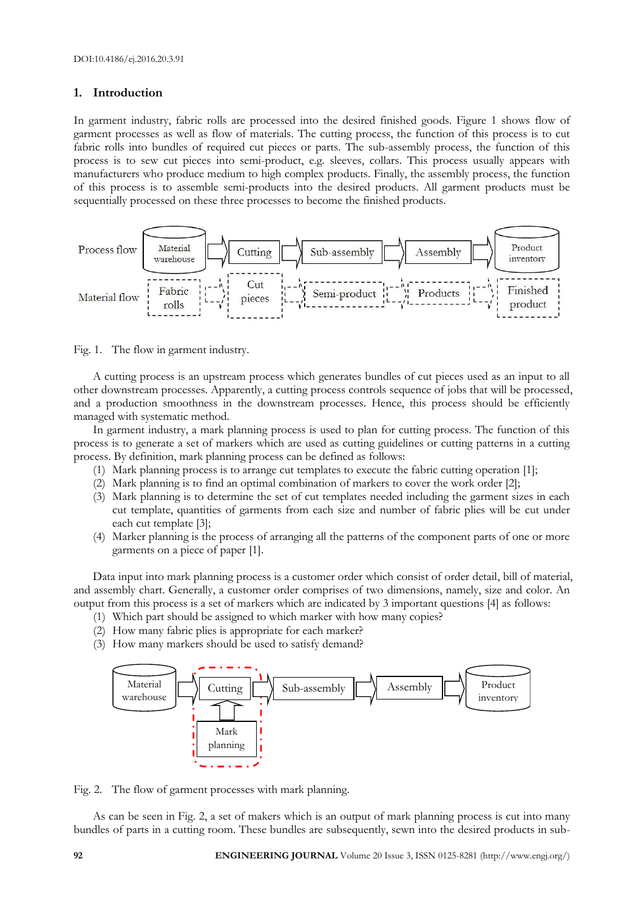## 1. Introduction

In garment industry, fabric rolls are processed into the desired finished goods. Figure 1 shows flow of garment processes as well as flow of materials. The cutting process, the function of this process is to cut fabric rolls into bundles of required cut pieces or parts. The sub-assembly process, the function of this process is to sew cut pieces into semi-product, e.g. sleeves, collars. This process usually appears with manufacturers who produce medium to high complex products. Finally, the assembly process, the function of this process is to assemble semi-products into the desired products. All garment products must be sequentially processed on these three processes to become the finished products.

Fig. 1. The flow in garment industry.

A cutting process is an upstream process which generates bundles of cut pieces used as an input to all other downstream processes. Apparently, a cutting process controls sequence of jobs that will be processed, and a production smoothness in the downstream processes. Hence, this process should be efficiently managed with systematic method.

In garment industry, a mark planning process is used to plan for cutting process. The function of this process is to generate a set of markers which are used as cutting guidelines or cutting patterns in a cutting process. By definition, mark planning process can be defined as follows:

(1) Mark planning process is to arrange cut templates to execute the fabric cutting operation [1];
(2) Mark planning is to find an optimal combination of markers to cover the work order [2];
(3) Mark planning is to determine the set of cut templates needed including the garment sizes in each cut template, quantities of garments from each size and number of fabric plies will be cut under each cut template [3];
(4) Marker planning is the process of arranging all the patterns of the component parts of one or more garments on a piece of paper [1].

Data input into mark planning process is a customer order which consist of order detail, bill of material, and assembly chart. Generally, a customer order comprises of two dimensions, namely, size and color. An output from this process is a set of markers which are indicated by 3 important questions [4] as follows:

(1) Which part should be assigned to which marker with how many copies?
(2) How many fabric plies is appropriate for each marker?
(3) How many markers should be used to satisfy demand?

Fig. 2. The flow of garment processes with mark planning.

As can be seen in Fig. 2, a set of makers which is an output of mark planning process is cut into many bundles of parts in a cutting room. These bundles are subsequently, sewn into the desired products in sub-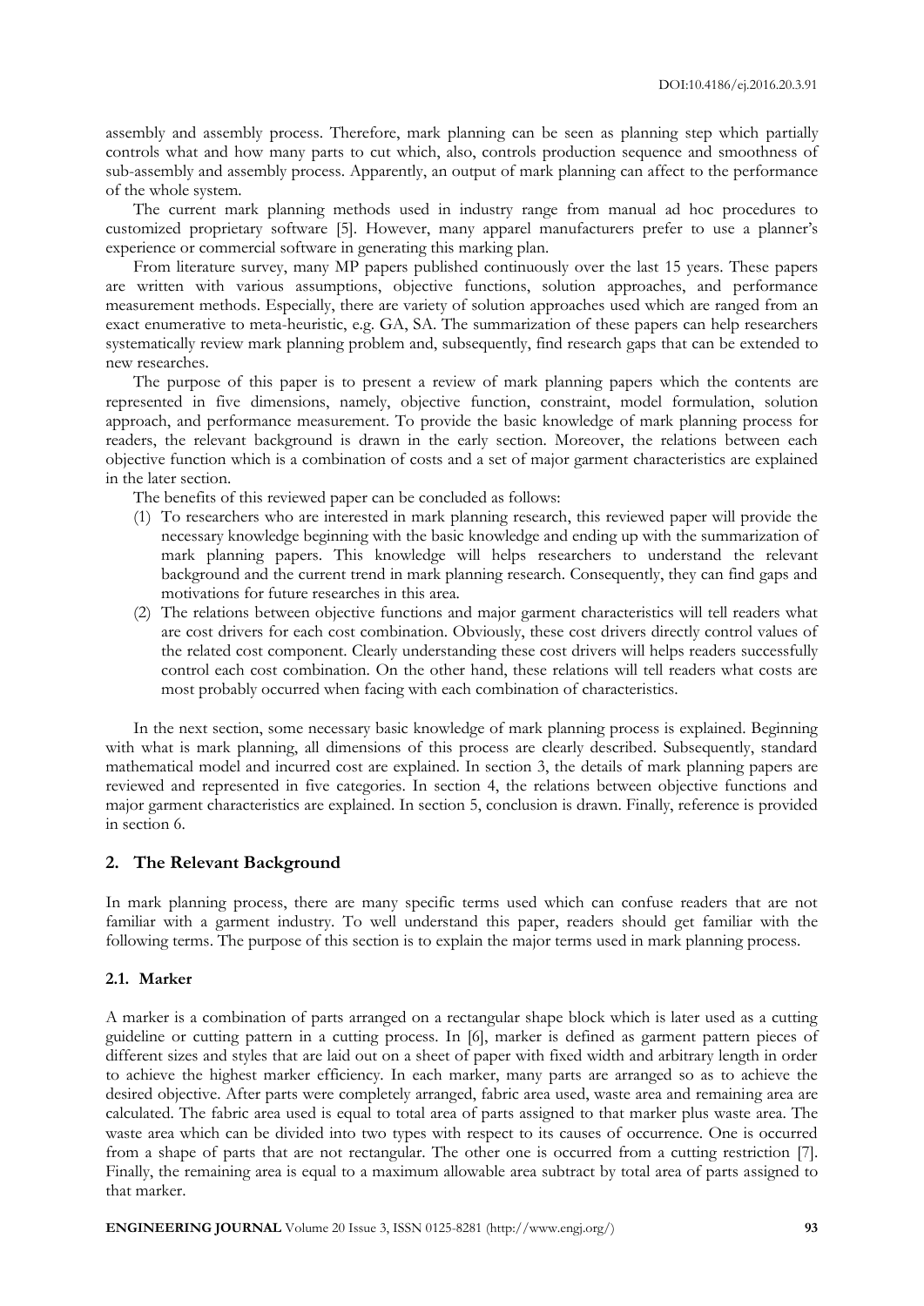assembly and assembly process. Therefore, mark planning can be seen as planning step which partially controls what and how many parts to cut which, also, controls production sequence and smoothness of sub-assembly and assembly process. Apparently, an output of mark planning can affect to the performance of the whole system.

The current mark planning methods used in industry range from manual ad hoc procedures to customized proprietary software [5]. However, many apparel manufacturers prefer to use a planner's experience or commercial software in generating this marking plan.

From literature survey, many MP papers published continuously over the last 15 years. These papers are written with various assumptions, objective functions, solution approaches, and performance measurement methods. Especially, there are variety of solution approaches used which are ranged from an exact enumerative to meta-heuristic, e.g. GA, SA. The summarization of these papers can help researchers systematically review mark planning problem and, subsequently, find research gaps that can be extended to new researches.

The purpose of this paper is to present a review of mark planning papers which the contents are represented in five dimensions, namely, objective function, constraint, model formulation, solution approach, and performance measurement. To provide the basic knowledge of mark planning process for readers, the relevant background is drawn in the early section. Moreover, the relations between each objective function which is a combination of costs and a set of major garment characteristics are explained in the later section.

The benefits of this reviewed paper can be concluded as follows:

(1) To researchers who are interested in mark planning research, this reviewed paper will provide the necessary knowledge beginning with the basic knowledge and ending up with the summarization of mark planning papers. This knowledge will helps researchers to understand the relevant background and the current trend in mark planning research. Consequently, they can find gaps and motivations for future researches in this area.

(2) The relations between objective functions and major garment characteristics will tell readers what are cost drivers for each cost combination. Obviously, these cost drivers directly control values of the related cost component. Clearly understanding these cost drivers will helps readers successfully control each cost combination. On the other hand, these relations will tell readers what costs are most probably occurred when facing with each combination of characteristics.

In the next section, some necessary basic knowledge of mark planning process is explained. Beginning with what is mark planning, all dimensions of this process are clearly described. Subsequently, standard mathematical model and incurred cost are explained. In section 3, the details of mark planning papers are reviewed and represented in five categories. In section 4, the relations between objective functions and major garment characteristics are explained. In section 5, conclusion is drawn. Finally, reference is provided in section 6.

## 2. The Relevant Background

In mark planning process, there are many specific terms used which can confuse readers that are not familiar with a garment industry. To well understand this paper, readers should get familiar with the following terms. The purpose of this section is to explain the major terms used in mark planning process.

### 2.1. Marker

A marker is a combination of parts arranged on a rectangular shape block which is later used as a cutting guideline or cutting pattern in a cutting process. In [6], marker is defined as garment pattern pieces of different sizes and styles that are laid out on a sheet of paper with fixed width and arbitrary length in order to achieve the highest marker efficiency. In each marker, many parts are arranged so as to achieve the desired objective. After parts were completely arranged, fabric area used, waste area and remaining area are calculated. The fabric area used is equal to total area of parts assigned to that marker plus waste area. The waste area which can be divided into two types with respect to its causes of occurrence. One is occurred from a shape of parts that are not rectangular. The other one is occurred from a cutting restriction [7]. Finally, the remaining area is equal to a maximum allowable area subtract by total area of parts assigned to that marker.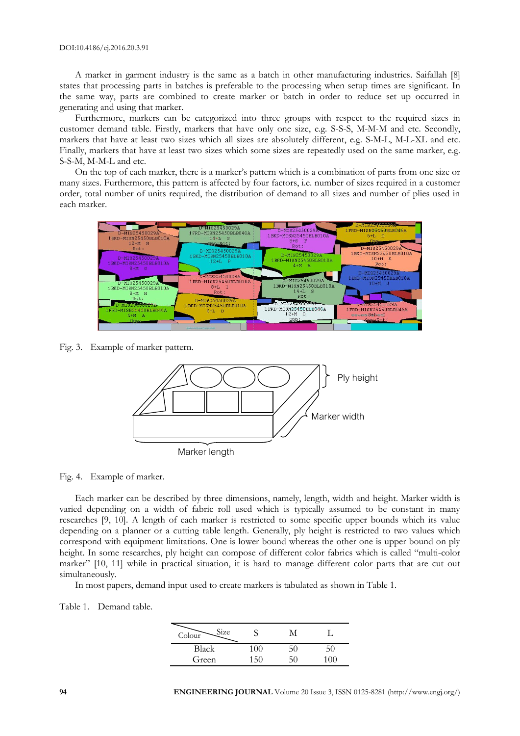A marker in garment industry is the same as a batch in other manufacturing industries. Saifallah [8] states that processing parts in batches is preferable to the processing when setup times are significant. In the same way, parts are combined to create marker or batch in order to reduce set up occurred in generating and using that marker.

Furthermore, markers can be categorized into three groups with respect to the required sizes in customer demand table. Firstly, markers that have only one size, e.g. S-S-S, M-M-M and etc. Secondly, markers that have at least two sizes which all sizes are absolutely different, e.g. S-M-L, M-L-XL and etc. Finally, markers that have at least two sizes which some sizes are repeatedly used on the same marker, e.g. S-S-M, M-M-L and etc.

On the top of each marker, there is a marker's pattern which is a combination of parts from one size or many sizes. Furthermore, this pattern is affected by four factors, i.e. number of sizes required in a customer order, total number of units required, the distribution of demand to all sizes and number of plies used in each marker.

Fig. 3. Example of marker pattern.

Fig. 4. Example of marker.

Each marker can be described by three dimensions, namely, length, width and height. Marker width is varied depending on a width of fabric roll used which is typically assumed to be constant in many researches [9, 10]. A length of each marker is restricted to some specific upper bounds which its value depending on a planner or a cutting table length. Generally, ply height is restricted to two values which correspond with equipment limitations. One is lower bound whereas the other one is upper bound on ply height. In some researches, ply height can compose of different color fabrics which is called "multi-color marker" [10, 11] while in practical situation, it is hard to manage different color parts that are cut out simultaneously.

In most papers, demand input used to create markers is tabulated as shown in Table 1.

Table 1. Demand table.

| Colour \ Size | S | M | L |
|---|---|---|---|
| Black | 100 | 50 | 50 |
| Green | 150 | 50 | 100 |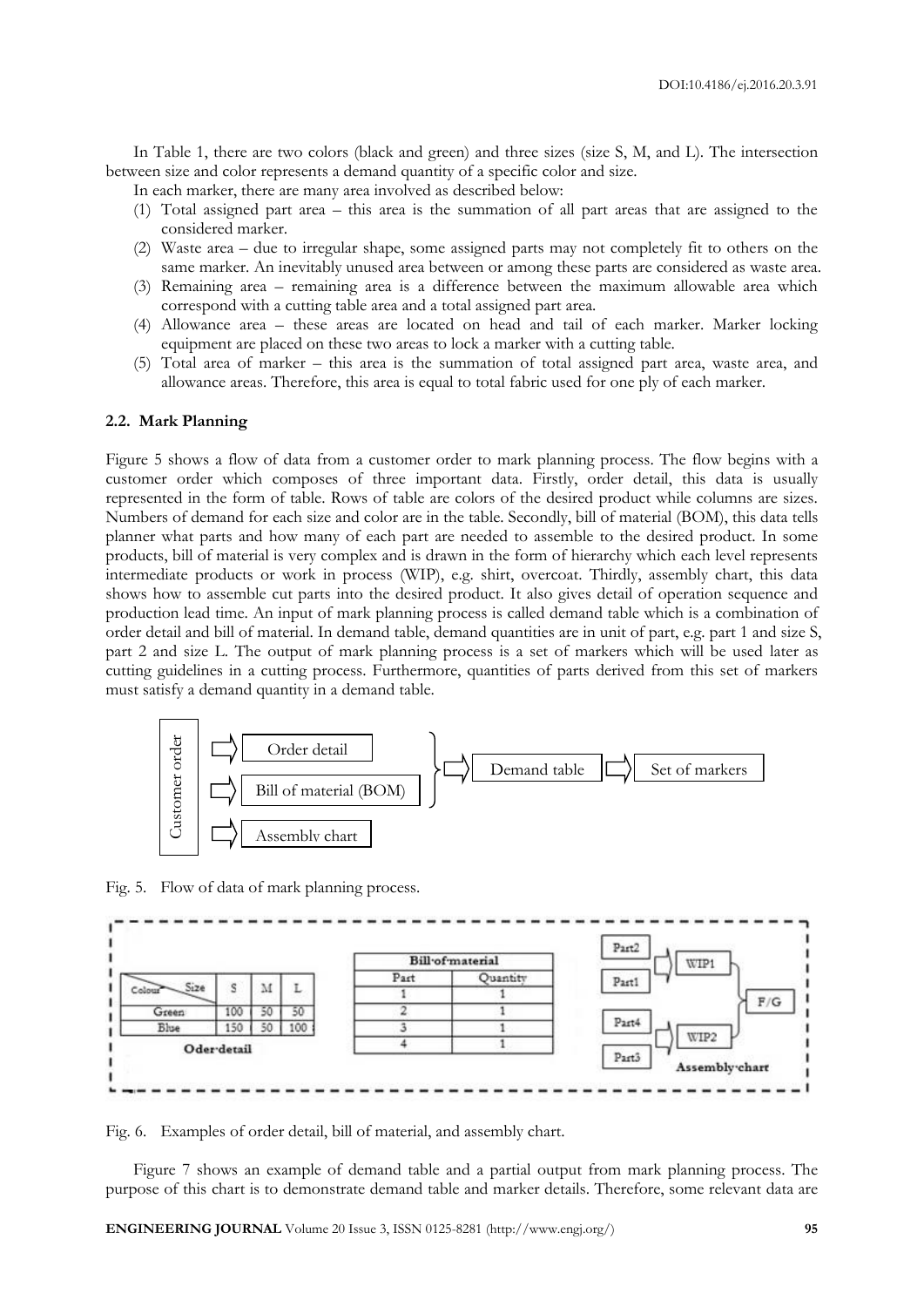In Table 1, there are two colors (black and green) and three sizes (size S, M, and L). The intersection between size and color represents a demand quantity of a specific color and size.

In each marker, there are many area involved as described below:

(1) Total assigned part area – this area is the summation of all part areas that are assigned to the considered marker.
(2) Waste area – due to irregular shape, some assigned parts may not completely fit to others on the same marker. An inevitably unused area between or among these parts are considered as waste area.
(3) Remaining area – remaining area is a difference between the maximum allowable area which correspond with a cutting table area and a total assigned part area.
(4) Allowance area – these areas are located on head and tail of each marker. Marker locking equipment are placed on these two areas to lock a marker with a cutting table.
(5) Total area of marker – this area is the summation of total assigned part area, waste area, and allowance areas. Therefore, this area is equal to total fabric used for one ply of each marker.

### 2.2. Mark Planning

Figure 5 shows a flow of data from a customer order to mark planning process. The flow begins with a customer order which composes of three important data. Firstly, order detail, this data is usually represented in the form of table. Rows of table are colors of the desired product while columns are sizes. Numbers of demand for each size and color are in the table. Secondly, bill of material (BOM), this data tells planner what parts and how many of each part are needed to assemble to the desired product. In some products, bill of material is very complex and is drawn in the form of hierarchy which each level represents intermediate products or work in process (WIP), e.g. shirt, overcoat. Thirdly, assembly chart, this data shows how to assemble cut parts into the desired product. It also gives detail of operation sequence and production lead time. An input of mark planning process is called demand table which is a combination of order detail and bill of material. In demand table, demand quantities are in unit of part, e.g. part 1 and size S, part 2 and size L. The output of mark planning process is a set of markers which will be used later as cutting guidelines in a cutting process. Furthermore, quantities of parts derived from this set of markers must satisfy a demand quantity in a demand table.

Customer order → Order detail, Bill of material (BOM), Assembly chart; Order detail + Bill of material (BOM) → Demand table → Set of markers

Fig. 5. Flow of data of mark planning process.

**Oder detail**

| Colour \ Size | S | M | L |
|---|---|---|---|
| Green | 100 | 50 | 50 |
| Blue | 150 | 50 | 100 |

**Bill of material**

| Part | Quantity |
|---|---|
| 1 | 1 |
| 2 | 1 |
| 3 | 1 |
| 4 | 1 |

**Assembly chart**: Part2 + Part1 → WIP1; Part4 + Part3 → WIP2; WIP1 + WIP2 → F/G

Fig. 6. Examples of order detail, bill of material, and assembly chart.

Figure 7 shows an example of demand table and a partial output from mark planning process. The purpose of this chart is to demonstrate demand table and marker details. Therefore, some relevant data are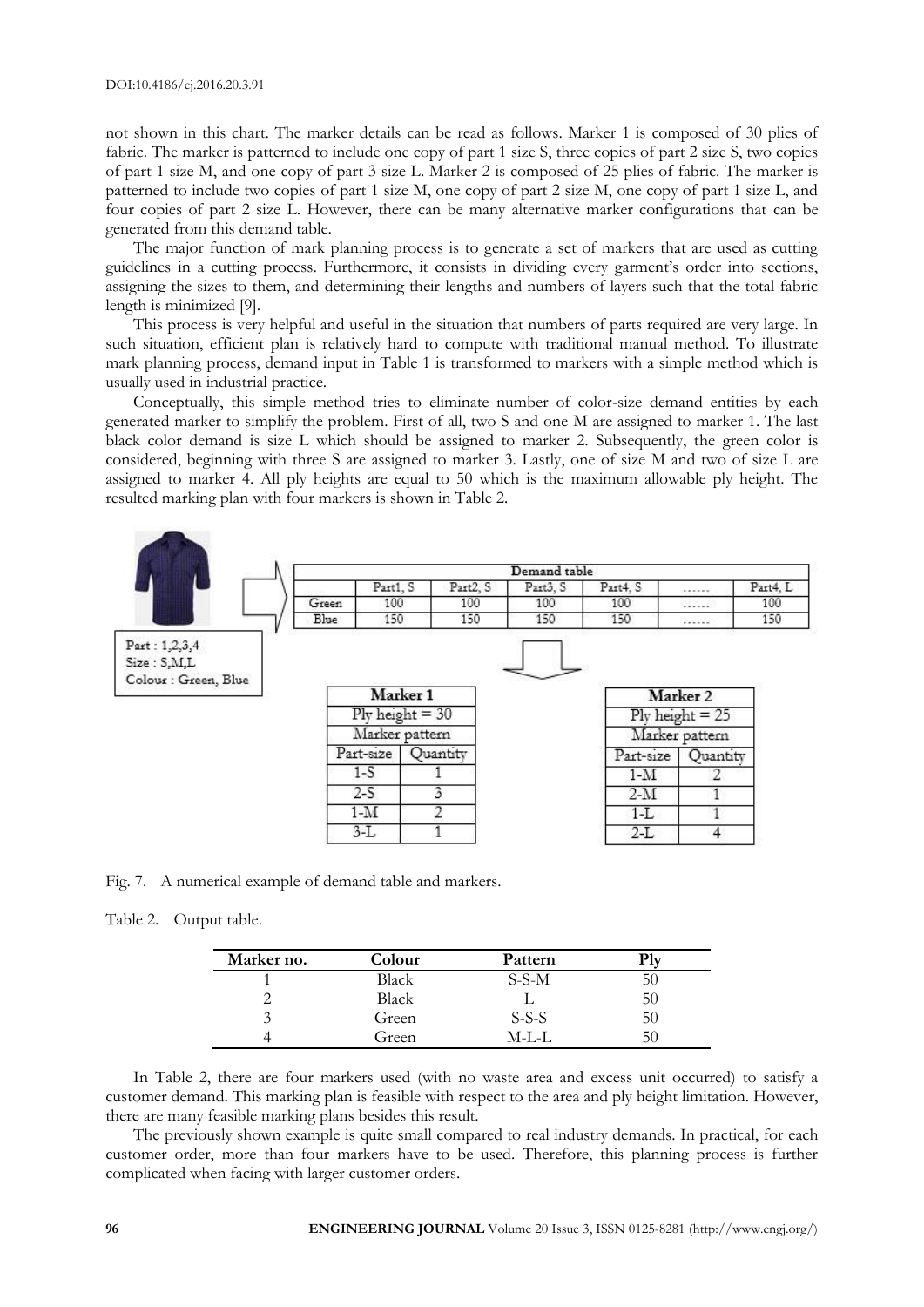not shown in this chart. The marker details can be read as follows. Marker 1 is composed of 30 plies of fabric. The marker is patterned to include one copy of part 1 size S, three copies of part 2 size S, two copies of part 1 size M, and one copy of part 3 size L. Marker 2 is composed of 25 plies of fabric. The marker is patterned to include two copies of part 1 size M, one copy of part 2 size M, one copy of part 1 size L, and four copies of part 2 size L. However, there can be many alternative marker configurations that can be generated from this demand table.

The major function of mark planning process is to generate a set of markers that are used as cutting guidelines in a cutting process. Furthermore, it consists in dividing every garment's order into sections, assigning the sizes to them, and determining their lengths and numbers of layers such that the total fabric length is minimized [9].

This process is very helpful and useful in the situation that numbers of parts required are very large. In such situation, efficient plan is relatively hard to compute with traditional manual method. To illustrate mark planning process, demand input in Table 1 is transformed to markers with a simple method which is usually used in industrial practice.

Conceptually, this simple method tries to eliminate number of color-size demand entities by each generated marker to simplify the problem. First of all, two S and one M are assigned to marker 1. The last black color demand is size L which should be assigned to marker 2. Subsequently, the green color is considered, beginning with three S are assigned to marker 3. Lastly, one of size M and two of size L are assigned to marker 4. All ply heights are equal to 50 which is the maximum allowable ply height. The resulted marking plan with four markers is shown in Table 2.

Part : 1,2,3,4
Size : S,M,L
Colour : Green, Blue

| Demand table | | | | | | |
|---|---|---|---|---|---|---|
| | Part1, S | Part2, S | Part3, S | Part4, S | ...... | Part4, L |
| Green | 100 | 100 | 100 | 100 | ...... | 100 |
| Blue | 150 | 150 | 150 | 150 | ...... | 150 |

| Marker 1 | |
|---|---|
| Ply height = 30 | |
| Marker pattern | |
| Part-size | Quantity |
| 1-S | 1 |
| 2-S | 3 |
| 1-M | 2 |
| 3-L | 1 |

| Marker 2 | |
|---|---|
| Ply height = 25 | |
| Marker pattern | |
| Part-size | Quantity |
| 1-M | 2 |
| 2-M | 1 |
| 1-L | 1 |
| 2-L | 4 |

Fig. 7. A numerical example of demand table and markers.

Table 2. Output table.

| Marker no. | Colour | Pattern | Ply |
|---|---|---|---|
| 1 | Black | S-S-M | 50 |
| 2 | Black | L | 50 |
| 3 | Green | S-S-S | 50 |
| 4 | Green | M-L-L | 50 |

In Table 2, there are four markers used (with no waste area and excess unit occurred) to satisfy a customer demand. This marking plan is feasible with respect to the area and ply height limitation. However, there are many feasible marking plans besides this result.

The previously shown example is quite small compared to real industry demands. In practical, for each customer order, more than four markers have to be used. Therefore, this planning process is further complicated when facing with larger customer orders.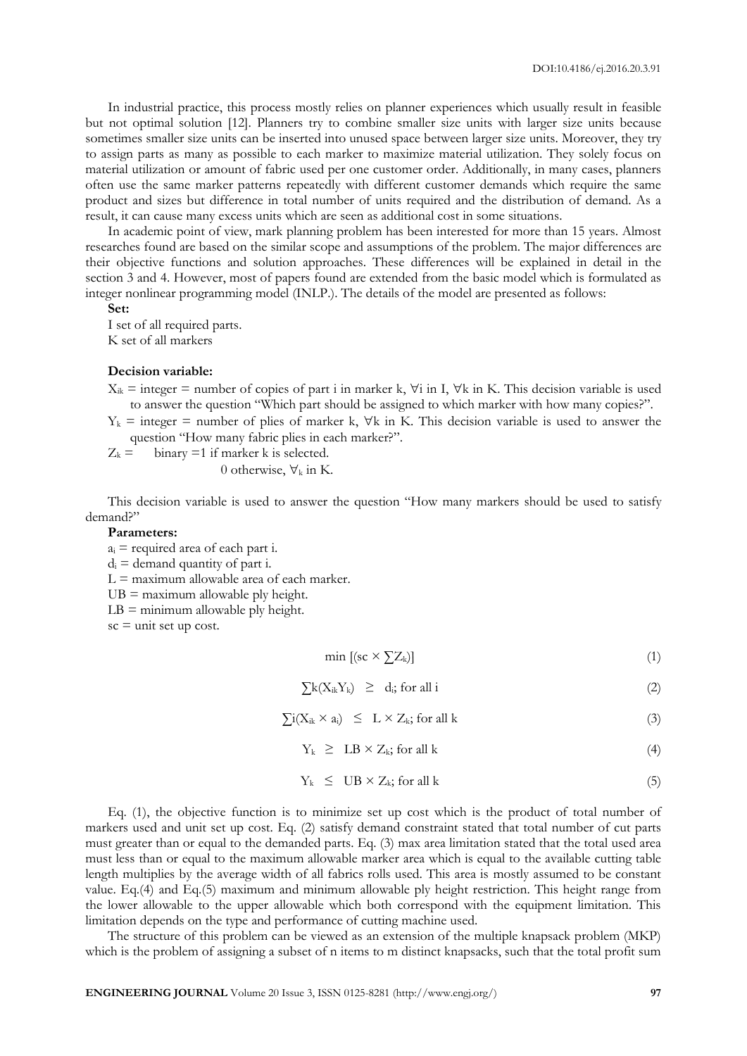In industrial practice, this process mostly relies on planner experiences which usually result in feasible but not optimal solution [12]. Planners try to combine smaller size units with larger size units because sometimes smaller size units can be inserted into unused space between larger size units. Moreover, they try to assign parts as many as possible to each marker to maximize material utilization. They solely focus on material utilization or amount of fabric used per one customer order. Additionally, in many cases, planners often use the same marker patterns repeatedly with different customer demands which require the same product and sizes but difference in total number of units required and the distribution of demand. As a result, it can cause many excess units which are seen as additional cost in some situations.

In academic point of view, mark planning problem has been interested for more than 15 years. Almost researches found are based on the similar scope and assumptions of the problem. The major differences are their objective functions and solution approaches. These differences will be explained in detail in the section 3 and 4. However, most of papers found are extended from the basic model which is formulated as integer nonlinear programming model (INLP.). The details of the model are presented as follows:

**Set:**

I set of all required parts.

K set of all markers

**Decision variable:**

$X_{ik}$ = integer = number of copies of part i in marker k, $\forall$i in I, $\forall$k in K. This decision variable is used to answer the question "Which part should be assigned to which marker with how many copies?".

$Y_k$ = integer = number of plies of marker k, $\forall$k in K. This decision variable is used to answer the question "How many fabric plies in each marker?".

$Z_k$ = binary =1 if marker k is selected.
0 otherwise, $\forall_k$ in K.

This decision variable is used to answer the question "How many markers should be used to satisfy demand?"

**Parameters:**

$a_i$ = required area of each part i.

$d_i$ = demand quantity of part i.

L = maximum allowable area of each marker.

UB = maximum allowable ply height.

LB = minimum allowable ply height.

sc = unit set up cost.

$$\min \left[(sc \times \textstyle\sum Z_k)\right] \tag{1}$$

$$\textstyle\sum k(X_{ik} Y_k) \;\geq\; d_i;\ \text{for all i} \tag{2}$$

$$\textstyle\sum i(X_{ik} \times a_i) \;\leq\; L \times Z_k;\ \text{for all k} \tag{3}$$

$$Y_k \;\geq\; LB \times Z_k;\ \text{for all k} \tag{4}$$

$$Y_k \;\leq\; UB \times Z_k;\ \text{for all k} \tag{5}$$

Eq. (1), the objective function is to minimize set up cost which is the product of total number of markers used and unit set up cost. Eq. (2) satisfy demand constraint stated that total number of cut parts must greater than or equal to the demanded parts. Eq. (3) max area limitation stated that the total used area must less than or equal to the maximum allowable marker area which is equal to the available cutting table length multiplies by the average width of all fabrics rolls used. This area is mostly assumed to be constant value. Eq.(4) and Eq.(5) maximum and minimum allowable ply height restriction. This height range from the lower allowable to the upper allowable which both correspond with the equipment limitation. This limitation depends on the type and performance of cutting machine used.

The structure of this problem can be viewed as an extension of the multiple knapsack problem (MKP) which is the problem of assigning a subset of n items to m distinct knapsacks, such that the total profit sum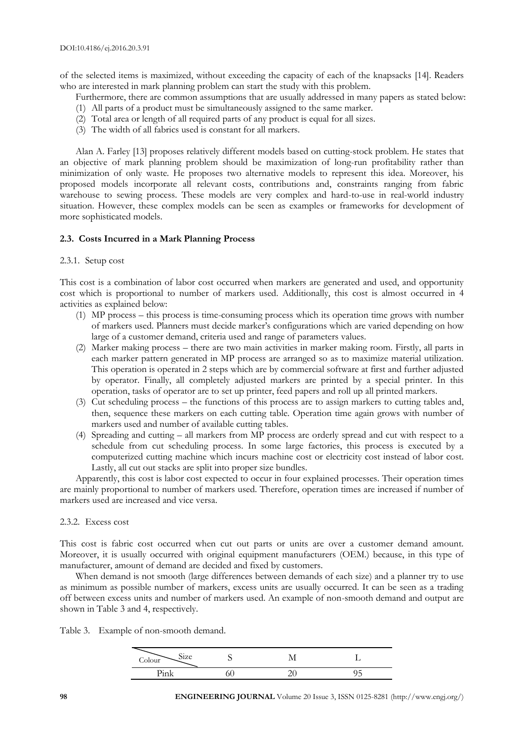of the selected items is maximized, without exceeding the capacity of each of the knapsacks [14]. Readers who are interested in mark planning problem can start the study with this problem.

Furthermore, there are common assumptions that are usually addressed in many papers as stated below:

(1) All parts of a product must be simultaneously assigned to the same marker.
(2) Total area or length of all required parts of any product is equal for all sizes.
(3) The width of all fabrics used is constant for all markers.

Alan A. Farley [13] proposes relatively different models based on cutting-stock problem. He states that an objective of mark planning problem should be maximization of long-run profitability rather than minimization of only waste. He proposes two alternative models to represent this idea. Moreover, his proposed models incorporate all relevant costs, contributions and, constraints ranging from fabric warehouse to sewing process. These models are very complex and hard-to-use in real-world industry situation. However, these complex models can be seen as examples or frameworks for development of more sophisticated models.

### 2.3. Costs Incurred in a Mark Planning Process

#### 2.3.1. Setup cost

This cost is a combination of labor cost occurred when markers are generated and used, and opportunity cost which is proportional to number of markers used. Additionally, this cost is almost occurred in 4 activities as explained below:

(1) MP process – this process is time-consuming process which its operation time grows with number of markers used. Planners must decide marker's configurations which are varied depending on how large of a customer demand, criteria used and range of parameters values.
(2) Marker making process – there are two main activities in marker making room. Firstly, all parts in each marker pattern generated in MP process are arranged so as to maximize material utilization. This operation is operated in 2 steps which are by commercial software at first and further adjusted by operator. Finally, all completely adjusted markers are printed by a special printer. In this operation, tasks of operator are to set up printer, feed papers and roll up all printed markers.
(3) Cut scheduling process – the functions of this process are to assign markers to cutting tables and, then, sequence these markers on each cutting table. Operation time again grows with number of markers used and number of available cutting tables.
(4) Spreading and cutting – all markers from MP process are orderly spread and cut with respect to a schedule from cut scheduling process. In some large factories, this process is executed by a computerized cutting machine which incurs machine cost or electricity cost instead of labor cost. Lastly, all cut out stacks are split into proper size bundles.

Apparently, this cost is labor cost expected to occur in four explained processes. Their operation times are mainly proportional to number of markers used. Therefore, operation times are increased if number of markers used are increased and vice versa.

#### 2.3.2. Excess cost

This cost is fabric cost occurred when cut out parts or units are over a customer demand amount. Moreover, it is usually occurred with original equipment manufacturers (OEM.) because, in this type of manufacturer, amount of demand are decided and fixed by customers.

When demand is not smooth (large differences between demands of each size) and a planner try to use as minimum as possible number of markers, excess units are usually occurred. It can be seen as a trading off between excess units and number of markers used. An example of non-smooth demand and output are shown in Table 3 and 4, respectively.

Table 3. Example of non-smooth demand.

| Colour \ Size | S | M | L |
|---|---|---|---|
| Pink | 60 | 20 | 95 |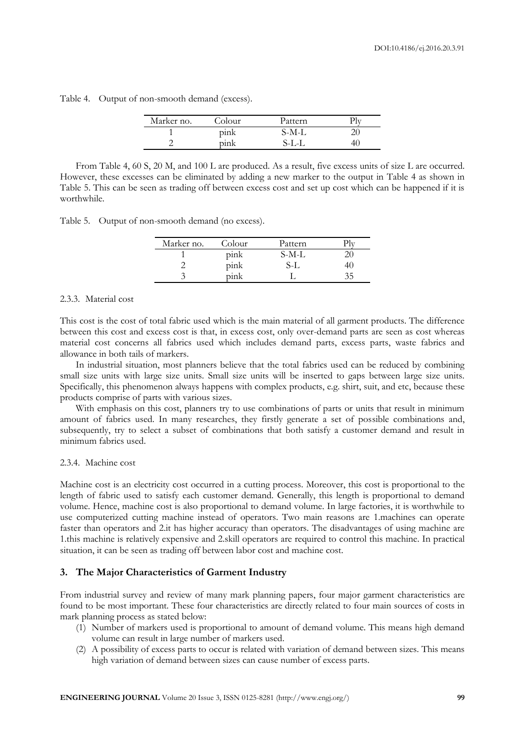Table 4. Output of non-smooth demand (excess).

| Marker no. | Colour | Pattern | Ply |
|---|---|---|---|
| 1 | pink | S-M-L | 20 |
| 2 | pink | S-L-L | 40 |

From Table 4, 60 S, 20 M, and 100 L are produced. As a result, five excess units of size L are occurred. However, these excesses can be eliminated by adding a new marker to the output in Table 4 as shown in Table 5. This can be seen as trading off between excess cost and set up cost which can be happened if it is worthwhile.

Table 5. Output of non-smooth demand (no excess).

| Marker no. | Colour | Pattern | Ply |
|---|---|---|---|
| 1 | pink | S-M-L | 20 |
| 2 | pink | S-L | 40 |
| 3 | pink | L | 35 |

#### 2.3.3. Material cost

This cost is the cost of total fabric used which is the main material of all garment products. The difference between this cost and excess cost is that, in excess cost, only over-demand parts are seen as cost whereas material cost concerns all fabrics used which includes demand parts, excess parts, waste fabrics and allowance in both tails of markers.

In industrial situation, most planners believe that the total fabrics used can be reduced by combining small size units with large size units. Small size units will be inserted to gaps between large size units. Specifically, this phenomenon always happens with complex products, e.g. shirt, suit, and etc, because these products comprise of parts with various sizes.

With emphasis on this cost, planners try to use combinations of parts or units that result in minimum amount of fabrics used. In many researches, they firstly generate a set of possible combinations and, subsequently, try to select a subset of combinations that both satisfy a customer demand and result in minimum fabrics used.

#### 2.3.4. Machine cost

Machine cost is an electricity cost occurred in a cutting process. Moreover, this cost is proportional to the length of fabric used to satisfy each customer demand. Generally, this length is proportional to demand volume. Hence, machine cost is also proportional to demand volume. In large factories, it is worthwhile to use computerized cutting machine instead of operators. Two main reasons are 1.machines can operate faster than operators and 2.it has higher accuracy than operators. The disadvantages of using machine are 1.this machine is relatively expensive and 2.skill operators are required to control this machine. In practical situation, it can be seen as trading off between labor cost and machine cost.

## 3. The Major Characteristics of Garment Industry

From industrial survey and review of many mark planning papers, four major garment characteristics are found to be most important. These four characteristics are directly related to four main sources of costs in mark planning process as stated below:

(1) Number of markers used is proportional to amount of demand volume. This means high demand volume can result in large number of markers used.
(2) A possibility of excess parts to occur is related with variation of demand between sizes. This means high variation of demand between sizes can cause number of excess parts.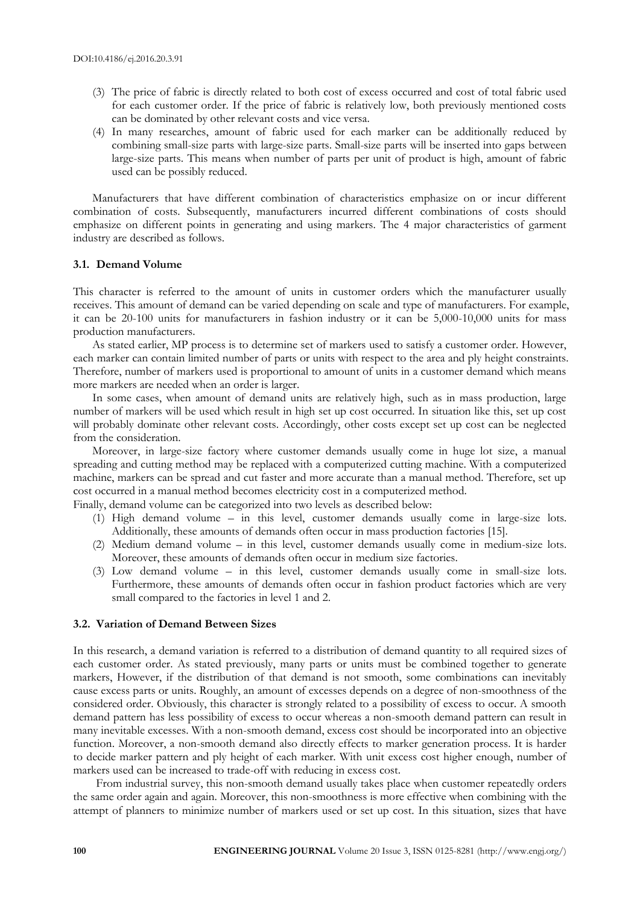(3) The price of fabric is directly related to both cost of excess occurred and cost of total fabric used for each customer order. If the price of fabric is relatively low, both previously mentioned costs can be dominated by other relevant costs and vice versa.

(4) In many researches, amount of fabric used for each marker can be additionally reduced by combining small-size parts with large-size parts. Small-size parts will be inserted into gaps between large-size parts. This means when number of parts per unit of product is high, amount of fabric used can be possibly reduced.

Manufacturers that have different combination of characteristics emphasize on or incur different combination of costs. Subsequently, manufacturers incurred different combinations of costs should emphasize on different points in generating and using markers. The 4 major characteristics of garment industry are described as follows.

### 3.1. Demand Volume

This character is referred to the amount of units in customer orders which the manufacturer usually receives. This amount of demand can be varied depending on scale and type of manufacturers. For example, it can be 20-100 units for manufacturers in fashion industry or it can be 5,000-10,000 units for mass production manufacturers.

As stated earlier, MP process is to determine set of markers used to satisfy a customer order. However, each marker can contain limited number of parts or units with respect to the area and ply height constraints. Therefore, number of markers used is proportional to amount of units in a customer demand which means more markers are needed when an order is larger.

In some cases, when amount of demand units are relatively high, such as in mass production, large number of markers will be used which result in high set up cost occurred. In situation like this, set up cost will probably dominate other relevant costs. Accordingly, other costs except set up cost can be neglected from the consideration.

Moreover, in large-size factory where customer demands usually come in huge lot size, a manual spreading and cutting method may be replaced with a computerized cutting machine. With a computerized machine, markers can be spread and cut faster and more accurate than a manual method. Therefore, set up cost occurred in a manual method becomes electricity cost in a computerized method.

Finally, demand volume can be categorized into two levels as described below:

(1) High demand volume – in this level, customer demands usually come in large-size lots. Additionally, these amounts of demands often occur in mass production factories [15].

(2) Medium demand volume – in this level, customer demands usually come in medium-size lots. Moreover, these amounts of demands often occur in medium size factories.

(3) Low demand volume – in this level, customer demands usually come in small-size lots. Furthermore, these amounts of demands often occur in fashion product factories which are very small compared to the factories in level 1 and 2.

### 3.2. Variation of Demand Between Sizes

In this research, a demand variation is referred to a distribution of demand quantity to all required sizes of each customer order. As stated previously, many parts or units must be combined together to generate markers, However, if the distribution of that demand is not smooth, some combinations can inevitably cause excess parts or units. Roughly, an amount of excesses depends on a degree of non-smoothness of the considered order. Obviously, this character is strongly related to a possibility of excess to occur. A smooth demand pattern has less possibility of excess to occur whereas a non-smooth demand pattern can result in many inevitable excesses. With a non-smooth demand, excess cost should be incorporated into an objective function. Moreover, a non-smooth demand also directly effects to marker generation process. It is harder to decide marker pattern and ply height of each marker. With unit excess cost higher enough, number of markers used can be increased to trade-off with reducing in excess cost.

From industrial survey, this non-smooth demand usually takes place when customer repeatedly orders the same order again and again. Moreover, this non-smoothness is more effective when combining with the attempt of planners to minimize number of markers used or set up cost. In this situation, sizes that have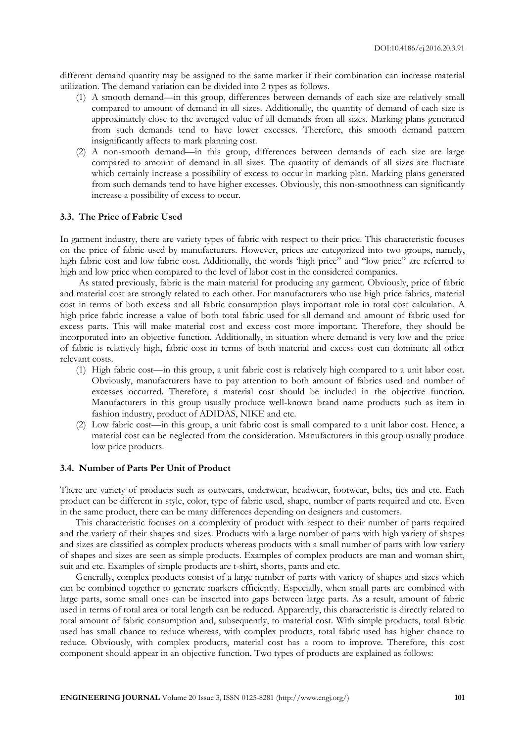different demand quantity may be assigned to the same marker if their combination can increase material utilization. The demand variation can be divided into 2 types as follows.

(1) A smooth demand—in this group, differences between demands of each size are relatively small compared to amount of demand in all sizes. Additionally, the quantity of demand of each size is approximately close to the averaged value of all demands from all sizes. Marking plans generated from such demands tend to have lower excesses. Therefore, this smooth demand pattern insignificantly affects to mark planning cost.

(2) A non-smooth demand—in this group, differences between demands of each size are large compared to amount of demand in all sizes. The quantity of demands of all sizes are fluctuate which certainly increase a possibility of excess to occur in marking plan. Marking plans generated from such demands tend to have higher excesses. Obviously, this non-smoothness can significantly increase a possibility of excess to occur.

### 3.3. The Price of Fabric Used

In garment industry, there are variety types of fabric with respect to their price. This characteristic focuses on the price of fabric used by manufacturers. However, prices are categorized into two groups, namely, high fabric cost and low fabric cost. Additionally, the words 'high price" and "low price" are referred to high and low price when compared to the level of labor cost in the considered companies.

As stated previously, fabric is the main material for producing any garment. Obviously, price of fabric and material cost are strongly related to each other. For manufacturers who use high price fabrics, material cost in terms of both excess and all fabric consumption plays important role in total cost calculation. A high price fabric increase a value of both total fabric used for all demand and amount of fabric used for excess parts. This will make material cost and excess cost more important. Therefore, they should be incorporated into an objective function. Additionally, in situation where demand is very low and the price of fabric is relatively high, fabric cost in terms of both material and excess cost can dominate all other relevant costs.

(1) High fabric cost—in this group, a unit fabric cost is relatively high compared to a unit labor cost. Obviously, manufacturers have to pay attention to both amount of fabrics used and number of excesses occurred. Therefore, a material cost should be included in the objective function. Manufacturers in this group usually produce well-known brand name products such as item in fashion industry, product of ADIDAS, NIKE and etc.

(2) Low fabric cost—in this group, a unit fabric cost is small compared to a unit labor cost. Hence, a material cost can be neglected from the consideration. Manufacturers in this group usually produce low price products.

### 3.4. Number of Parts Per Unit of Product

There are variety of products such as outwears, underwear, headwear, footwear, belts, ties and etc. Each product can be different in style, color, type of fabric used, shape, number of parts required and etc. Even in the same product, there can be many differences depending on designers and customers.

This characteristic focuses on a complexity of product with respect to their number of parts required and the variety of their shapes and sizes. Products with a large number of parts with high variety of shapes and sizes are classified as complex products whereas products with a small number of parts with low variety of shapes and sizes are seen as simple products. Examples of complex products are man and woman shirt, suit and etc. Examples of simple products are t-shirt, shorts, pants and etc.

Generally, complex products consist of a large number of parts with variety of shapes and sizes which can be combined together to generate markers efficiently. Especially, when small parts are combined with large parts, some small ones can be inserted into gaps between large parts. As a result, amount of fabric used in terms of total area or total length can be reduced. Apparently, this characteristic is directly related to total amount of fabric consumption and, subsequently, to material cost. With simple products, total fabric used has small chance to reduce whereas, with complex products, total fabric used has higher chance to reduce. Obviously, with complex products, material cost has a room to improve. Therefore, this cost component should appear in an objective function. Two types of products are explained as follows: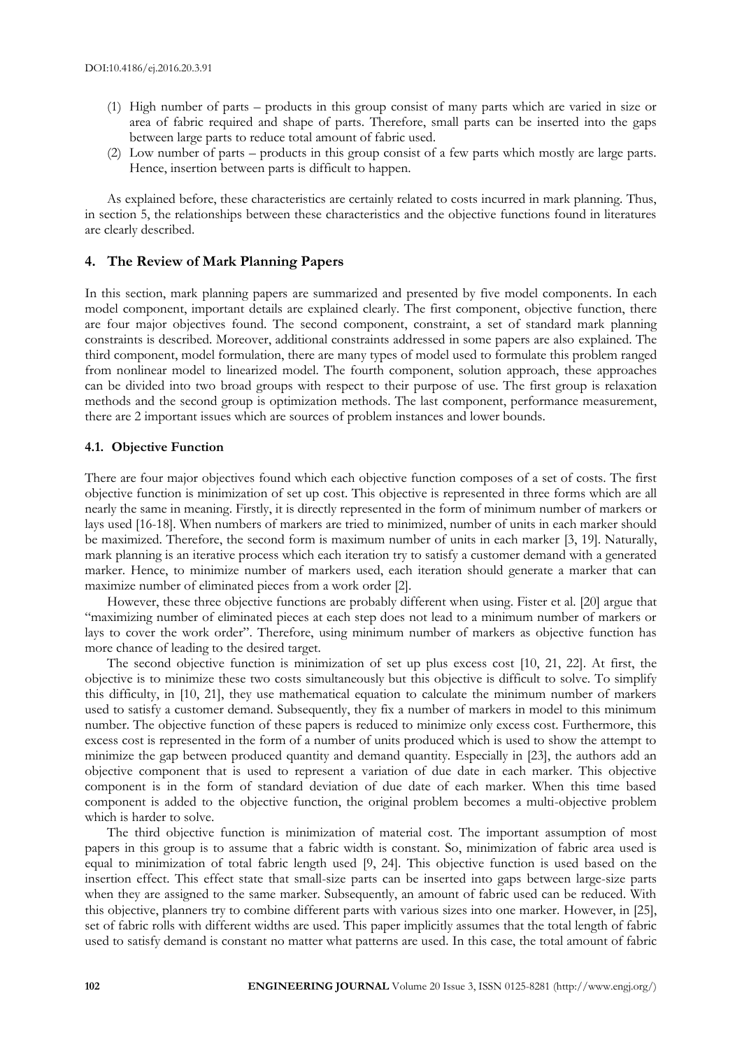(1) High number of parts – products in this group consist of many parts which are varied in size or area of fabric required and shape of parts. Therefore, small parts can be inserted into the gaps between large parts to reduce total amount of fabric used.
(2) Low number of parts – products in this group consist of a few parts which mostly are large parts. Hence, insertion between parts is difficult to happen.

As explained before, these characteristics are certainly related to costs incurred in mark planning. Thus, in section 5, the relationships between these characteristics and the objective functions found in literatures are clearly described.

## 4. The Review of Mark Planning Papers

In this section, mark planning papers are summarized and presented by five model components. In each model component, important details are explained clearly. The first component, objective function, there are four major objectives found. The second component, constraint, a set of standard mark planning constraints is described. Moreover, additional constraints addressed in some papers are also explained. The third component, model formulation, there are many types of model used to formulate this problem ranged from nonlinear model to linearized model. The fourth component, solution approach, these approaches can be divided into two broad groups with respect to their purpose of use. The first group is relaxation methods and the second group is optimization methods. The last component, performance measurement, there are 2 important issues which are sources of problem instances and lower bounds.

### 4.1. Objective Function

There are four major objectives found which each objective function composes of a set of costs. The first objective function is minimization of set up cost. This objective is represented in three forms which are all nearly the same in meaning. Firstly, it is directly represented in the form of minimum number of markers or lays used [16-18]. When numbers of markers are tried to minimized, number of units in each marker should be maximized. Therefore, the second form is maximum number of units in each marker [3, 19]. Naturally, mark planning is an iterative process which each iteration try to satisfy a customer demand with a generated marker. Hence, to minimize number of markers used, each iteration should generate a marker that can maximize number of eliminated pieces from a work order [2].

However, these three objective functions are probably different when using. Fister et al. [20] argue that "maximizing number of eliminated pieces at each step does not lead to a minimum number of markers or lays to cover the work order". Therefore, using minimum number of markers as objective function has more chance of leading to the desired target.

The second objective function is minimization of set up plus excess cost [10, 21, 22]. At first, the objective is to minimize these two costs simultaneously but this objective is difficult to solve. To simplify this difficulty, in [10, 21], they use mathematical equation to calculate the minimum number of markers used to satisfy a customer demand. Subsequently, they fix a number of markers in model to this minimum number. The objective function of these papers is reduced to minimize only excess cost. Furthermore, this excess cost is represented in the form of a number of units produced which is used to show the attempt to minimize the gap between produced quantity and demand quantity. Especially in [23], the authors add an objective component that is used to represent a variation of due date in each marker. This objective component is in the form of standard deviation of due date of each marker. When this time based component is added to the objective function, the original problem becomes a multi-objective problem which is harder to solve.

The third objective function is minimization of material cost. The important assumption of most papers in this group is to assume that a fabric width is constant. So, minimization of fabric area used is equal to minimization of total fabric length used [9, 24]. This objective function is used based on the insertion effect. This effect state that small-size parts can be inserted into gaps between large-size parts when they are assigned to the same marker. Subsequently, an amount of fabric used can be reduced. With this objective, planners try to combine different parts with various sizes into one marker. However, in [25], set of fabric rolls with different widths are used. This paper implicitly assumes that the total length of fabric used to satisfy demand is constant no matter what patterns are used. In this case, the total amount of fabric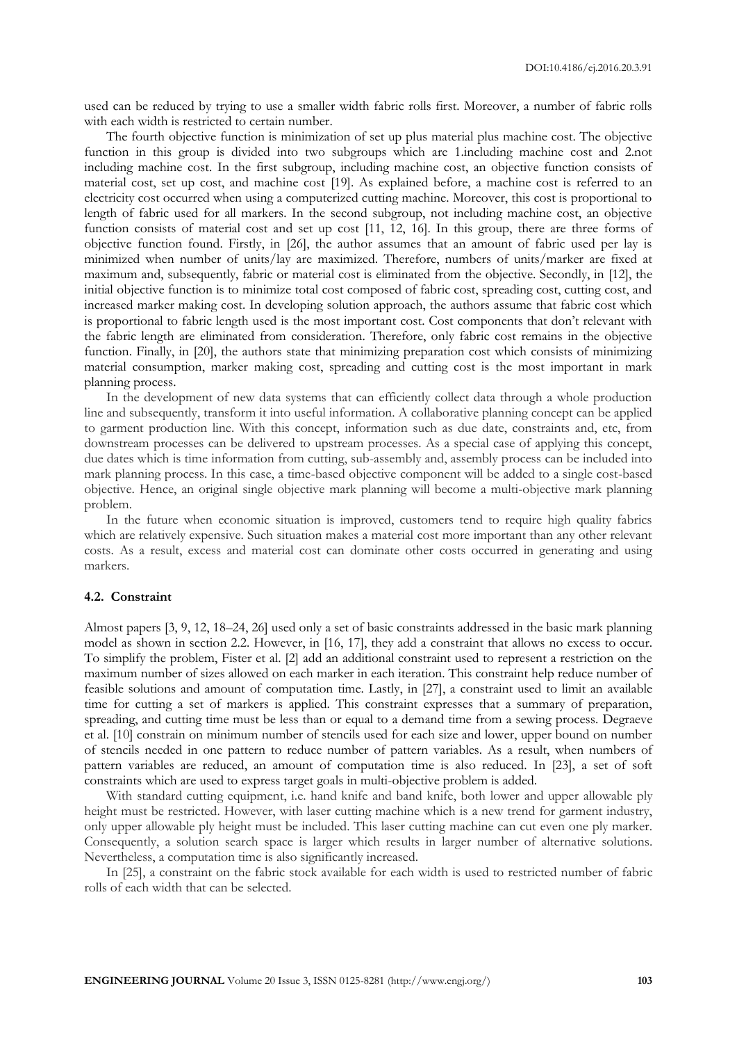used can be reduced by trying to use a smaller width fabric rolls first. Moreover, a number of fabric rolls with each width is restricted to certain number.

The fourth objective function is minimization of set up plus material plus machine cost. The objective function in this group is divided into two subgroups which are 1.including machine cost and 2.not including machine cost. In the first subgroup, including machine cost, an objective function consists of material cost, set up cost, and machine cost [19]. As explained before, a machine cost is referred to an electricity cost occurred when using a computerized cutting machine. Moreover, this cost is proportional to length of fabric used for all markers. In the second subgroup, not including machine cost, an objective function consists of material cost and set up cost [11, 12, 16]. In this group, there are three forms of objective function found. Firstly, in [26], the author assumes that an amount of fabric used per lay is minimized when number of units/lay are maximized. Therefore, numbers of units/marker are fixed at maximum and, subsequently, fabric or material cost is eliminated from the objective. Secondly, in [12], the initial objective function is to minimize total cost composed of fabric cost, spreading cost, cutting cost, and increased marker making cost. In developing solution approach, the authors assume that fabric cost which is proportional to fabric length used is the most important cost. Cost components that don't relevant with the fabric length are eliminated from consideration. Therefore, only fabric cost remains in the objective function. Finally, in [20], the authors state that minimizing preparation cost which consists of minimizing material consumption, marker making cost, spreading and cutting cost is the most important in mark planning process.

In the development of new data systems that can efficiently collect data through a whole production line and subsequently, transform it into useful information. A collaborative planning concept can be applied to garment production line. With this concept, information such as due date, constraints and, etc, from downstream processes can be delivered to upstream processes. As a special case of applying this concept, due dates which is time information from cutting, sub-assembly and, assembly process can be included into mark planning process. In this case, a time-based objective component will be added to a single cost-based objective. Hence, an original single objective mark planning will become a multi-objective mark planning problem.

In the future when economic situation is improved, customers tend to require high quality fabrics which are relatively expensive. Such situation makes a material cost more important than any other relevant costs. As a result, excess and material cost can dominate other costs occurred in generating and using markers.

### 4.2. Constraint

Almost papers [3, 9, 12, 18–24, 26] used only a set of basic constraints addressed in the basic mark planning model as shown in section 2.2. However, in [16, 17], they add a constraint that allows no excess to occur. To simplify the problem, Fister et al. [2] add an additional constraint used to represent a restriction on the maximum number of sizes allowed on each marker in each iteration. This constraint help reduce number of feasible solutions and amount of computation time. Lastly, in [27], a constraint used to limit an available time for cutting a set of markers is applied. This constraint expresses that a summary of preparation, spreading, and cutting time must be less than or equal to a demand time from a sewing process. Degraeve et al. [10] constrain on minimum number of stencils used for each size and lower, upper bound on number of stencils needed in one pattern to reduce number of pattern variables. As a result, when numbers of pattern variables are reduced, an amount of computation time is also reduced. In [23], a set of soft constraints which are used to express target goals in multi-objective problem is added.

With standard cutting equipment, i.e. hand knife and band knife, both lower and upper allowable ply height must be restricted. However, with laser cutting machine which is a new trend for garment industry, only upper allowable ply height must be included. This laser cutting machine can cut even one ply marker. Consequently, a solution search space is larger which results in larger number of alternative solutions. Nevertheless, a computation time is also significantly increased.

In [25], a constraint on the fabric stock available for each width is used to restricted number of fabric rolls of each width that can be selected.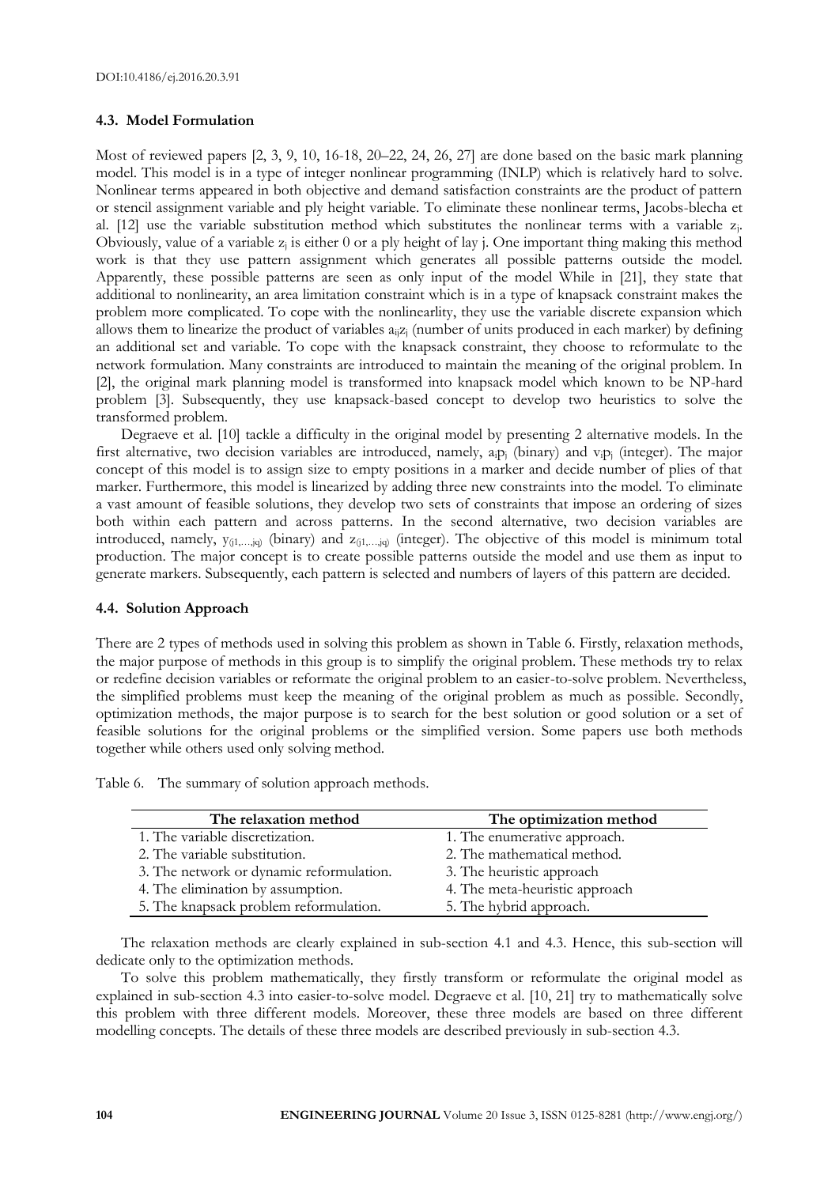### 4.3. Model Formulation

Most of reviewed papers [2, 3, 9, 10, 16-18, 20–22, 24, 26, 27] are done based on the basic mark planning model. This model is in a type of integer nonlinear programming (INLP) which is relatively hard to solve. Nonlinear terms appeared in both objective and demand satisfaction constraints are the product of pattern or stencil assignment variable and ply height variable. To eliminate these nonlinear terms, Jacobs-blecha et al. [12] use the variable substitution method which substitutes the nonlinear terms with a variable $z_j$. Obviously, value of a variable $z_j$ is either 0 or a ply height of lay j. One important thing making this method work is that they use pattern assignment which generates all possible patterns outside the model. Apparently, these possible patterns are seen as only input of the model While in [21], they state that additional to nonlinearity, an area limitation constraint which is in a type of knapsack constraint makes the problem more complicated. To cope with the nonlinearlity, they use the variable discrete expansion which allows them to linearize the product of variables $a_{ij}z_j$ (number of units produced in each marker) by defining an additional set and variable. To cope with the knapsack constraint, they choose to reformulate to the network formulation. Many constraints are introduced to maintain the meaning of the original problem. In [2], the original mark planning model is transformed into knapsack model which known to be NP-hard problem [3]. Subsequently, they use knapsack-based concept to develop two heuristics to solve the transformed problem.

Degraeve et al. [10] tackle a difficulty in the original model by presenting 2 alternative models. In the first alternative, two decision variables are introduced, namely, $a_ip_j$ (binary) and $v_ip_j$ (integer). The major concept of this model is to assign size to empty positions in a marker and decide number of plies of that marker. Furthermore, this model is linearized by adding three new constraints into the model. To eliminate a vast amount of feasible solutions, they develop two sets of constraints that impose an ordering of sizes both within each pattern and across patterns. In the second alternative, two decision variables are introduced, namely, $y_{(j1,\ldots,jq)}$ (binary) and $z_{(j1,\ldots,jq)}$ (integer). The objective of this model is minimum total production. The major concept is to create possible patterns outside the model and use them as input to generate markers. Subsequently, each pattern is selected and numbers of layers of this pattern are decided.

### 4.4. Solution Approach

There are 2 types of methods used in solving this problem as shown in Table 6. Firstly, relaxation methods, the major purpose of methods in this group is to simplify the original problem. These methods try to relax or redefine decision variables or reformate the original problem to an easier-to-solve problem. Nevertheless, the simplified problems must keep the meaning of the original problem as much as possible. Secondly, optimization methods, the major purpose is to search for the best solution or good solution or a set of feasible solutions for the original problems or the simplified version. Some papers use both methods together while others used only solving method.

Table 6. The summary of solution approach methods.

| The relaxation method | The optimization method |
|---|---|
| 1. The variable discretization. | 1. The enumerative approach. |
| 2. The variable substitution. | 2. The mathematical method. |
| 3. The network or dynamic reformulation. | 3. The heuristic approach |
| 4. The elimination by assumption. | 4. The meta-heuristic approach |
| 5. The knapsack problem reformulation. | 5. The hybrid approach. |

The relaxation methods are clearly explained in sub-section 4.1 and 4.3. Hence, this sub-section will dedicate only to the optimization methods.

To solve this problem mathematically, they firstly transform or reformulate the original model as explained in sub-section 4.3 into easier-to-solve model. Degraeve et al. [10, 21] try to mathematically solve this problem with three different models. Moreover, these three models are based on three different modelling concepts. The details of these three models are described previously in sub-section 4.3.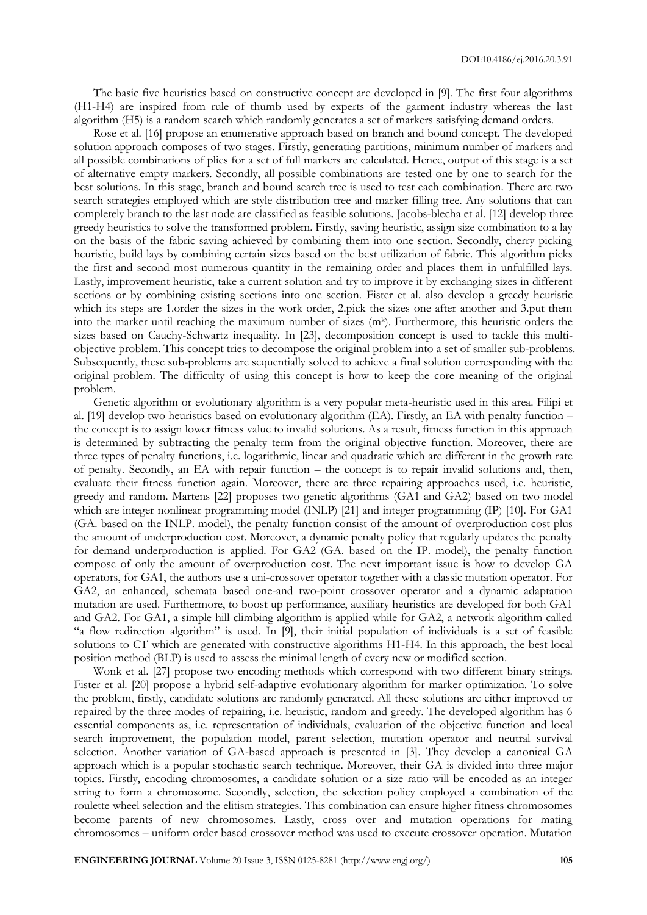The basic five heuristics based on constructive concept are developed in [9]. The first four algorithms (H1-H4) are inspired from rule of thumb used by experts of the garment industry whereas the last algorithm (H5) is a random search which randomly generates a set of markers satisfying demand orders.

Rose et al. [16] propose an enumerative approach based on branch and bound concept. The developed solution approach composes of two stages. Firstly, generating partitions, minimum number of markers and all possible combinations of plies for a set of full markers are calculated. Hence, output of this stage is a set of alternative empty markers. Secondly, all possible combinations are tested one by one to search for the best solutions. In this stage, branch and bound search tree is used to test each combination. There are two search strategies employed which are style distribution tree and marker filling tree. Any solutions that can completely branch to the last node are classified as feasible solutions. Jacobs-blecha et al. [12] develop three greedy heuristics to solve the transformed problem. Firstly, saving heuristic, assign size combination to a lay on the basis of the fabric saving achieved by combining them into one section. Secondly, cherry picking heuristic, build lays by combining certain sizes based on the best utilization of fabric. This algorithm picks the first and second most numerous quantity in the remaining order and places them in unfulfilled lays. Lastly, improvement heuristic, take a current solution and try to improve it by exchanging sizes in different sections or by combining existing sections into one section. Fister et al. also develop a greedy heuristic which its steps are 1.order the sizes in the work order, 2.pick the sizes one after another and 3.put them into the marker until reaching the maximum number of sizes ($m^k$). Furthermore, this heuristic orders the sizes based on Cauchy-Schwartz inequality. In [23], decomposition concept is used to tackle this multi-objective problem. This concept tries to decompose the original problem into a set of smaller sub-problems. Subsequently, these sub-problems are sequentially solved to achieve a final solution corresponding with the original problem. The difficulty of using this concept is how to keep the core meaning of the original problem.

Genetic algorithm or evolutionary algorithm is a very popular meta-heuristic used in this area. Filipi et al. [19] develop two heuristics based on evolutionary algorithm (EA). Firstly, an EA with penalty function – the concept is to assign lower fitness value to invalid solutions. As a result, fitness function in this approach is determined by subtracting the penalty term from the original objective function. Moreover, there are three types of penalty functions, i.e. logarithmic, linear and quadratic which are different in the growth rate of penalty. Secondly, an EA with repair function – the concept is to repair invalid solutions and, then, evaluate their fitness function again. Moreover, there are three repairing approaches used, i.e. heuristic, greedy and random. Martens [22] proposes two genetic algorithms (GA1 and GA2) based on two model which are integer nonlinear programming model (INLP) [21] and integer programming (IP) [10]. For GA1 (GA. based on the INLP. model), the penalty function consist of the amount of overproduction cost plus the amount of underproduction cost. Moreover, a dynamic penalty policy that regularly updates the penalty for demand underproduction is applied. For GA2 (GA. based on the IP. model), the penalty function compose of only the amount of overproduction cost. The next important issue is how to develop GA operators, for GA1, the authors use a uni-crossover operator together with a classic mutation operator. For GA2, an enhanced, schemata based one-and two-point crossover operator and a dynamic adaptation mutation are used. Furthermore, to boost up performance, auxiliary heuristics are developed for both GA1 and GA2. For GA1, a simple hill climbing algorithm is applied while for GA2, a network algorithm called "a flow redirection algorithm" is used. In [9], their initial population of individuals is a set of feasible solutions to CT which are generated with constructive algorithms H1-H4. In this approach, the best local position method (BLP) is used to assess the minimal length of every new or modified section.

Wonk et al. [27] propose two encoding methods which correspond with two different binary strings. Fister et al. [20] propose a hybrid self-adaptive evolutionary algorithm for marker optimization. To solve the problem, firstly, candidate solutions are randomly generated. All these solutions are either improved or repaired by the three modes of repairing, i.e. heuristic, random and greedy. The developed algorithm has 6 essential components as, i.e. representation of individuals, evaluation of the objective function and local search improvement, the population model, parent selection, mutation operator and neutral survival selection. Another variation of GA-based approach is presented in [3]. They develop a canonical GA approach which is a popular stochastic search technique. Moreover, their GA is divided into three major topics. Firstly, encoding chromosomes, a candidate solution or a size ratio will be encoded as an integer string to form a chromosome. Secondly, selection, the selection policy employed a combination of the roulette wheel selection and the elitism strategies. This combination can ensure higher fitness chromosomes become parents of new chromosomes. Lastly, cross over and mutation operations for mating chromosomes – uniform order based crossover method was used to execute crossover operation. Mutation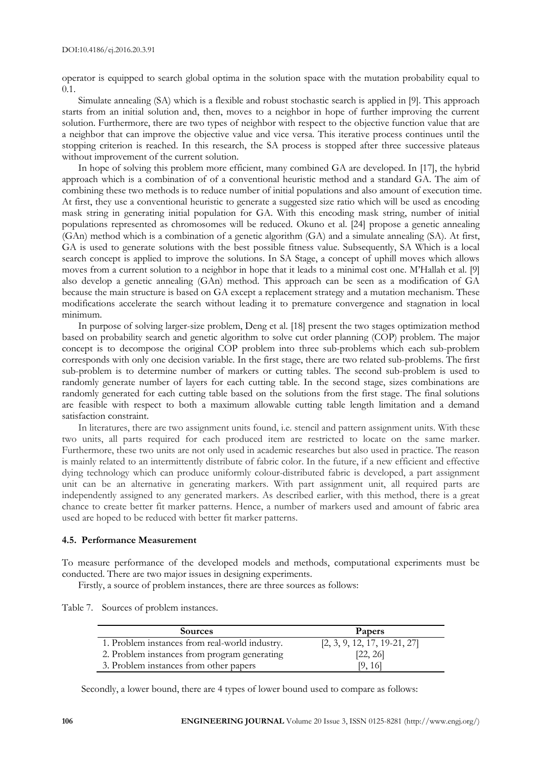operator is equipped to search global optima in the solution space with the mutation probability equal to 0.1.

Simulate annealing (SA) which is a flexible and robust stochastic search is applied in [9]. This approach starts from an initial solution and, then, moves to a neighbor in hope of further improving the current solution. Furthermore, there are two types of neighbor with respect to the objective function value that are a neighbor that can improve the objective value and vice versa. This iterative process continues until the stopping criterion is reached. In this research, the SA process is stopped after three successive plateaus without improvement of the current solution.

In hope of solving this problem more efficient, many combined GA are developed. In [17], the hybrid approach which is a combination of of a conventional heuristic method and a standard GA. The aim of combining these two methods is to reduce number of initial populations and also amount of execution time. At first, they use a conventional heuristic to generate a suggested size ratio which will be used as encoding mask string in generating initial population for GA. With this encoding mask string, number of initial populations represented as chromosomes will be reduced. Okuno et al. [24] propose a genetic annealing (GAn) method which is a combination of a genetic algorithm (GA) and a simulate annealing (SA). At first, GA is used to generate solutions with the best possible fitness value. Subsequently, SA Which is a local search concept is applied to improve the solutions. In SA Stage, a concept of uphill moves which allows moves from a current solution to a neighbor in hope that it leads to a minimal cost one. M'Hallah et al. [9] also develop a genetic annealing (GAn) method. This approach can be seen as a modification of GA because the main structure is based on GA except a replacement strategy and a mutation mechanism. These modifications accelerate the search without leading it to premature convergence and stagnation in local minimum.

In purpose of solving larger-size problem, Deng et al. [18] present the two stages optimization method based on probability search and genetic algorithm to solve cut order planning (COP) problem. The major concept is to decompose the original COP problem into three sub-problems which each sub-problem corresponds with only one decision variable. In the first stage, there are two related sub-problems. The first sub-problem is to determine number of markers or cutting tables. The second sub-problem is used to randomly generate number of layers for each cutting table. In the second stage, sizes combinations are randomly generated for each cutting table based on the solutions from the first stage. The final solutions are feasible with respect to both a maximum allowable cutting table length limitation and a demand satisfaction constraint.

In literatures, there are two assignment units found, i.e. stencil and pattern assignment units. With these two units, all parts required for each produced item are restricted to locate on the same marker. Furthermore, these two units are not only used in academic researches but also used in practice. The reason is mainly related to an intermittently distribute of fabric color. In the future, if a new efficient and effective dying technology which can produce uniformly colour-distributed fabric is developed, a part assignment unit can be an alternative in generating markers. With part assignment unit, all required parts are independently assigned to any generated markers. As described earlier, with this method, there is a great chance to create better fit marker patterns. Hence, a number of markers used and amount of fabric area used are hoped to be reduced with better fit marker patterns.

### 4.5. Performance Measurement

To measure performance of the developed models and methods, computational experiments must be conducted. There are two major issues in designing experiments.

Firstly, a source of problem instances, there are three sources as follows:

Table 7. Sources of problem instances.

| Sources | Papers |
| --- | --- |
| 1. Problem instances from real-world industry. | [2, 3, 9, 12, 17, 19-21, 27] |
| 2. Problem instances from program generating | [22, 26] |
| 3. Problem instances from other papers | [9, 16] |

Secondly, a lower bound, there are 4 types of lower bound used to compare as follows: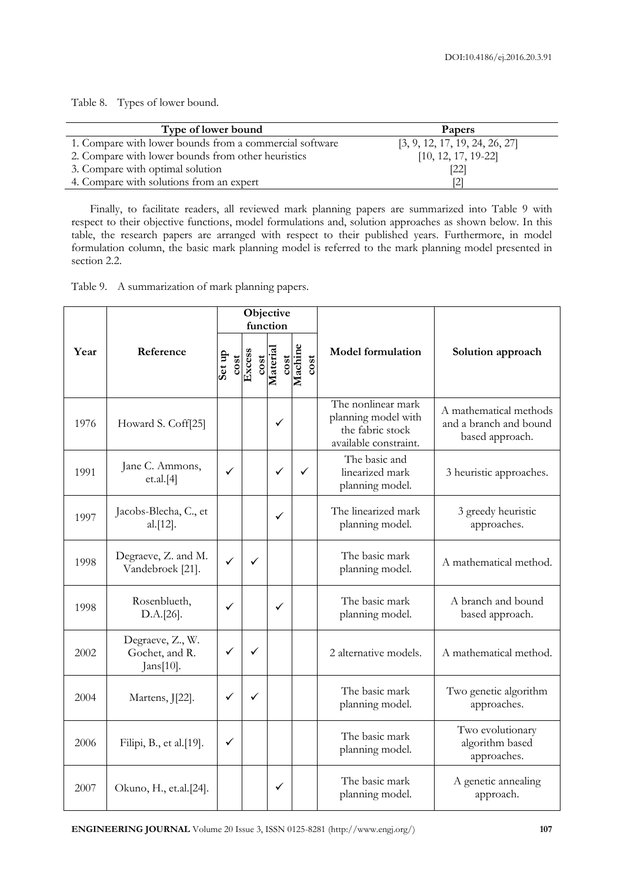Table 8. Types of lower bound.

| Type of lower bound | Papers |
|---|---|
| 1. Compare with lower bounds from a commercial software | [3, 9, 12, 17, 19, 24, 26, 27] |
| 2. Compare with lower bounds from other heuristics | [10, 12, 17, 19-22] |
| 3. Compare with optimal solution | [22] |
| 4. Compare with solutions from an expert | [2] |

Finally, to facilitate readers, all reviewed mark planning papers are summarized into Table 9 with respect to their objective functions, model formulations and, solution approaches as shown below. In this table, the research papers are arranged with respect to their published years. Furthermore, in model formulation column, the basic mark planning model is referred to the mark planning model presented in section 2.2.

Table 9. A summarization of mark planning papers.

| Year | Reference | Objective function | | | | Model formulation | Solution approach |
|---|---|---|---|---|---|---|---|
| | | Set up cost | Excess cost | Material cost | Machine cost | | |
| 1976 | Howard S. Coff[25] | | | ✓ | | The nonlinear mark planning model with the fabric stock available constraint. | A mathematical methods and a branch and bound based approach. |
| 1991 | Jane C. Ammons, et.al.[4] | ✓ | | ✓ | ✓ | The basic and linearized mark planning model. | 3 heuristic approaches. |
| 1997 | Jacobs-Blecha, C., et al.[12]. | | | ✓ | | The linearized mark planning model. | 3 greedy heuristic approaches. |
| 1998 | Degraeve, Z. and M. Vandebroek [21]. | ✓ | ✓ | | | The basic mark planning model. | A mathematical method. |
| 1998 | Rosenblueth, D.A.[26]. | ✓ | | ✓ | | The basic mark planning model. | A branch and bound based approach. |
| 2002 | Degraeve, Z., W. Gochet, and R. Jans[10]. | ✓ | ✓ | | | 2 alternative models. | A mathematical method. |
| 2004 | Martens, J[22]. | ✓ | ✓ | | | The basic mark planning model. | Two genetic algorithm approaches. |
| 2006 | Filipi, B., et al.[19]. | ✓ | | | | The basic mark planning model. | Two evolutionary algorithm based approaches. |
| 2007 | Okuno, H., et.al.[24]. | | | ✓ | | The basic mark planning model. | A genetic annealing approach. |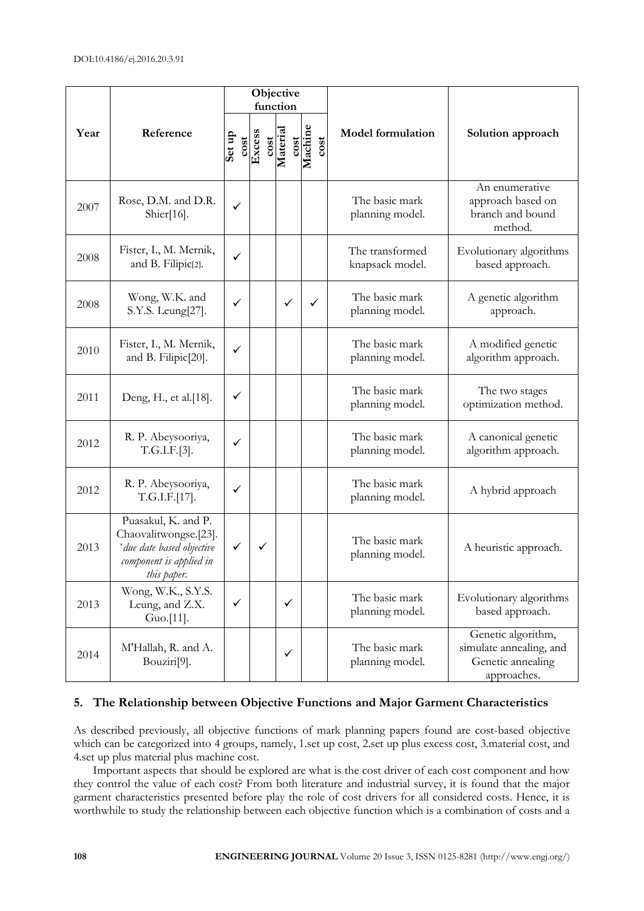| Year | Reference | Objective function | | | | Model formulation | Solution approach |
|---|---|---|---|---|---|---|---|
| | | Set up cost | Excess cost | Material cost | Machine cost | | |
| 2007 | Rose, D.M. and D.R. Shier[16]. | ✓ | | | | The basic mark planning model. | An enumerative approach based on branch and bound method. |
| 2008 | Fister, I., M. Mernik, and B. Filipic[2]. | ✓ | | | | The transformed knapsack model. | Evolutionary algorithms based approach. |
| 2008 | Wong, W.K. and S.Y.S. Leung[27]. | ✓ | | ✓ | ✓ | The basic mark planning model. | A genetic algorithm approach. |
| 2010 | Fister, I., M. Mernik, and B. Filipic[20]. | ✓ | | | | The basic mark planning model. | A modified genetic algorithm approach. |
| 2011 | Deng, H., et al.[18]. | ✓ | | | | The basic mark planning model. | The two stages optimization method. |
| 2012 | R. P. Abeysooriya, T.G.I.F.[3]. | ✓ | | | | The basic mark planning model. | A canonical genetic algorithm approach. |
| 2012 | R. P. Abeysooriya, T.G.I.F.[17]. | ✓ | | | | The basic mark planning model. | A hybrid approach |
| 2013 | Puasakul, K. and P. Chaovalitwongse.[23]. *due date based objective component is applied in this paper.* | ✓ | ✓ | | | The basic mark planning model. | A heuristic approach. |
| 2013 | Wong, W.K., S.Y.S. Leung, and Z.X. Guo.[11]. | ✓ | | ✓ | | The basic mark planning model. | Evolutionary algorithms based approach. |
| 2014 | M'Hallah, R. and A. Bouziri[9]. | | | ✓ | | The basic mark planning model. | Genetic algorithm, simulate annealing, and Genetic annealing approaches. |

## 5. The Relationship between Objective Functions and Major Garment Characteristics

As described previously, all objective functions of mark planning papers found are cost-based objective which can be categorized into 4 groups, namely, 1.set up cost, 2.set up plus excess cost, 3.material cost, and 4.set up plus material plus machine cost.

Important aspects that should be explored are what is the cost driver of each cost component and how they control the value of each cost? From both literature and industrial survey, it is found that the major garment characteristics presented before play the role of cost drivers for all considered costs. Hence, it is worthwhile to study the relationship between each objective function which is a combination of costs and a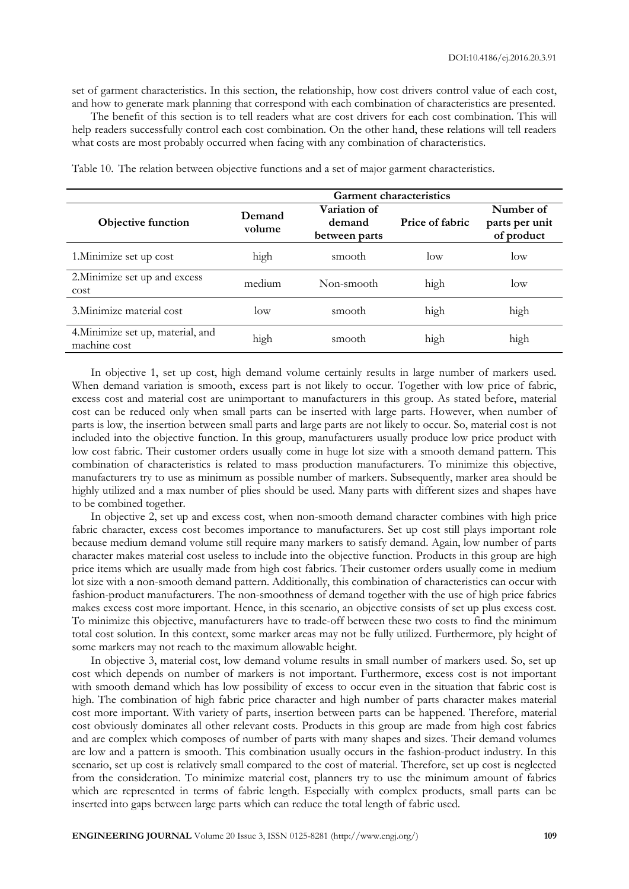set of garment characteristics. In this section, the relationship, how cost drivers control value of each cost, and how to generate mark planning that correspond with each combination of characteristics are presented.

The benefit of this section is to tell readers what are cost drivers for each cost combination. This will help readers successfully control each cost combination. On the other hand, these relations will tell readers what costs are most probably occurred when facing with any combination of characteristics.

Table 10. The relation between objective functions and a set of major garment characteristics.

| Objective function | Garment characteristics | | | |
|---|---|---|---|---|
| | **Demand volume** | **Variation of demand between parts** | **Price of fabric** | **Number of parts per unit of product** |
| 1.Minimize set up cost | high | smooth | low | low |
| 2.Minimize set up and excess cost | medium | Non-smooth | high | low |
| 3.Minimize material cost | low | smooth | high | high |
| 4.Minimize set up, material, and machine cost | high | smooth | high | high |

In objective 1, set up cost, high demand volume certainly results in large number of markers used. When demand variation is smooth, excess part is not likely to occur. Together with low price of fabric, excess cost and material cost are unimportant to manufacturers in this group. As stated before, material cost can be reduced only when small parts can be inserted with large parts. However, when number of parts is low, the insertion between small parts and large parts are not likely to occur. So, material cost is not included into the objective function. In this group, manufacturers usually produce low price product with low cost fabric. Their customer orders usually come in huge lot size with a smooth demand pattern. This combination of characteristics is related to mass production manufacturers. To minimize this objective, manufacturers try to use as minimum as possible number of markers. Subsequently, marker area should be highly utilized and a max number of plies should be used. Many parts with different sizes and shapes have to be combined together.

In objective 2, set up and excess cost, when non-smooth demand character combines with high price fabric character, excess cost becomes importance to manufacturers. Set up cost still plays important role because medium demand volume still require many markers to satisfy demand. Again, low number of parts character makes material cost useless to include into the objective function. Products in this group are high price items which are usually made from high cost fabrics. Their customer orders usually come in medium lot size with a non-smooth demand pattern. Additionally, this combination of characteristics can occur with fashion-product manufacturers. The non-smoothness of demand together with the use of high price fabrics makes excess cost more important. Hence, in this scenario, an objective consists of set up plus excess cost. To minimize this objective, manufacturers have to trade-off between these two costs to find the minimum total cost solution. In this context, some marker areas may not be fully utilized. Furthermore, ply height of some markers may not reach to the maximum allowable height.

In objective 3, material cost, low demand volume results in small number of markers used. So, set up cost which depends on number of markers is not important. Furthermore, excess cost is not important with smooth demand which has low possibility of excess to occur even in the situation that fabric cost is high. The combination of high fabric price character and high number of parts character makes material cost more important. With variety of parts, insertion between parts can be happened. Therefore, material cost obviously dominates all other relevant costs. Products in this group are made from high cost fabrics and are complex which composes of number of parts with many shapes and sizes. Their demand volumes are low and a pattern is smooth. This combination usually occurs in the fashion-product industry. In this scenario, set up cost is relatively small compared to the cost of material. Therefore, set up cost is neglected from the consideration. To minimize material cost, planners try to use the minimum amount of fabrics which are represented in terms of fabric length. Especially with complex products, small parts can be inserted into gaps between large parts which can reduce the total length of fabric used.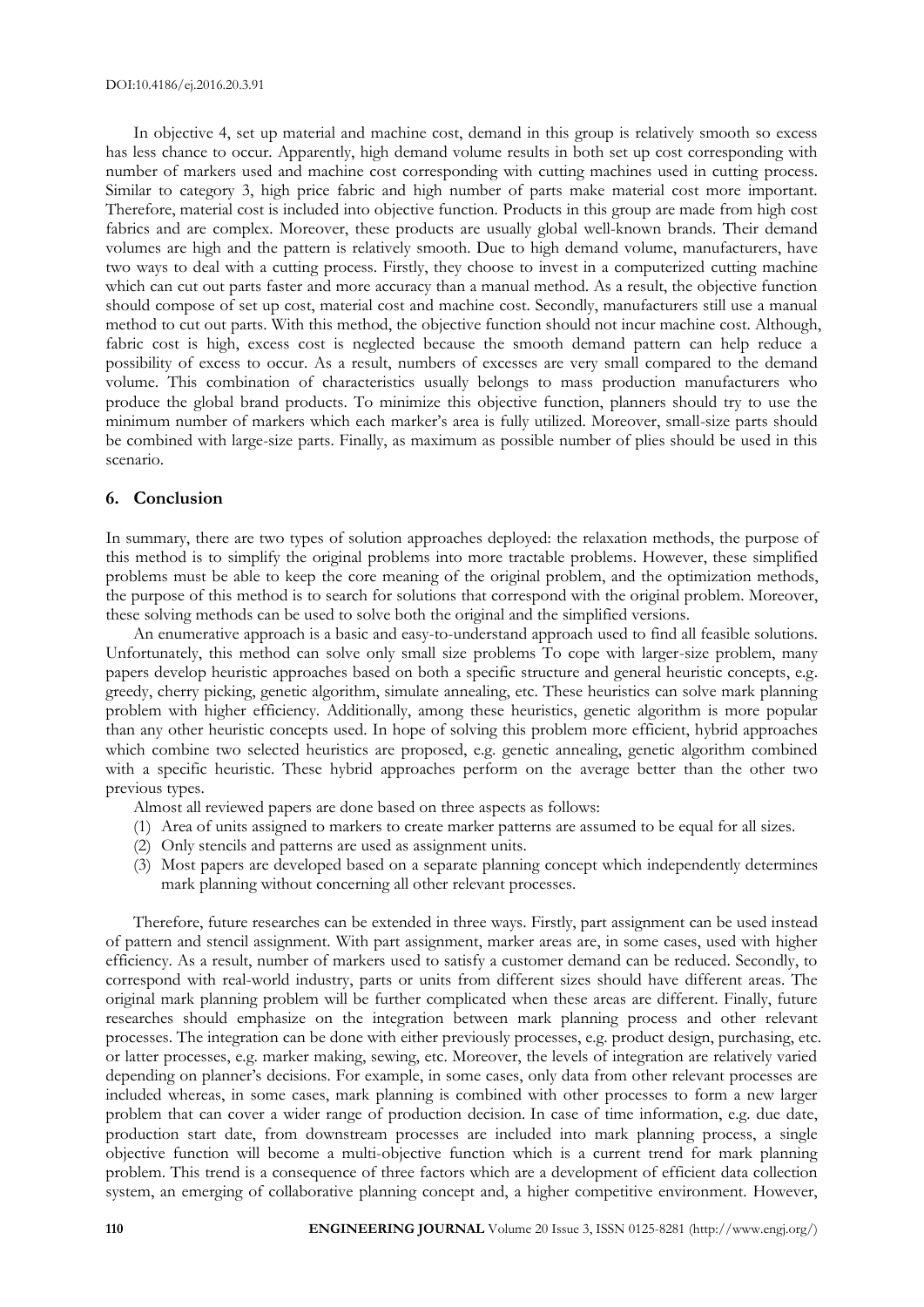In objective 4, set up material and machine cost, demand in this group is relatively smooth so excess has less chance to occur. Apparently, high demand volume results in both set up cost corresponding with number of markers used and machine cost corresponding with cutting machines used in cutting process. Similar to category 3, high price fabric and high number of parts make material cost more important. Therefore, material cost is included into objective function. Products in this group are made from high cost fabrics and are complex. Moreover, these products are usually global well-known brands. Their demand volumes are high and the pattern is relatively smooth. Due to high demand volume, manufacturers, have two ways to deal with a cutting process. Firstly, they choose to invest in a computerized cutting machine which can cut out parts faster and more accuracy than a manual method. As a result, the objective function should compose of set up cost, material cost and machine cost. Secondly, manufacturers still use a manual method to cut out parts. With this method, the objective function should not incur machine cost. Although, fabric cost is high, excess cost is neglected because the smooth demand pattern can help reduce a possibility of excess to occur. As a result, numbers of excesses are very small compared to the demand volume. This combination of characteristics usually belongs to mass production manufacturers who produce the global brand products. To minimize this objective function, planners should try to use the minimum number of markers which each marker's area is fully utilized. Moreover, small-size parts should be combined with large-size parts. Finally, as maximum as possible number of plies should be used in this scenario.

## 6. Conclusion

In summary, there are two types of solution approaches deployed: the relaxation methods, the purpose of this method is to simplify the original problems into more tractable problems. However, these simplified problems must be able to keep the core meaning of the original problem, and the optimization methods, the purpose of this method is to search for solutions that correspond with the original problem. Moreover, these solving methods can be used to solve both the original and the simplified versions.

An enumerative approach is a basic and easy-to-understand approach used to find all feasible solutions. Unfortunately, this method can solve only small size problems To cope with larger-size problem, many papers develop heuristic approaches based on both a specific structure and general heuristic concepts, e.g. greedy, cherry picking, genetic algorithm, simulate annealing, etc. These heuristics can solve mark planning problem with higher efficiency. Additionally, among these heuristics, genetic algorithm is more popular than any other heuristic concepts used. In hope of solving this problem more efficient, hybrid approaches which combine two selected heuristics are proposed, e.g. genetic annealing, genetic algorithm combined with a specific heuristic. These hybrid approaches perform on the average better than the other two previous types.

Almost all reviewed papers are done based on three aspects as follows:

(1) Area of units assigned to markers to create marker patterns are assumed to be equal for all sizes.
(2) Only stencils and patterns are used as assignment units.
(3) Most papers are developed based on a separate planning concept which independently determines mark planning without concerning all other relevant processes.

Therefore, future researches can be extended in three ways. Firstly, part assignment can be used instead of pattern and stencil assignment. With part assignment, marker areas are, in some cases, used with higher efficiency. As a result, number of markers used to satisfy a customer demand can be reduced. Secondly, to correspond with real-world industry, parts or units from different sizes should have different areas. The original mark planning problem will be further complicated when these areas are different. Finally, future researches should emphasize on the integration between mark planning process and other relevant processes. The integration can be done with either previously processes, e.g. product design, purchasing, etc. or latter processes, e.g. marker making, sewing, etc. Moreover, the levels of integration are relatively varied depending on planner's decisions. For example, in some cases, only data from other relevant processes are included whereas, in some cases, mark planning is combined with other processes to form a new larger problem that can cover a wider range of production decision. In case of time information, e.g. due date, production start date, from downstream processes are included into mark planning process, a single objective function will become a multi-objective function which is a current trend for mark planning problem. This trend is a consequence of three factors which are a development of efficient data collection system, an emerging of collaborative planning concept and, a higher competitive environment. However,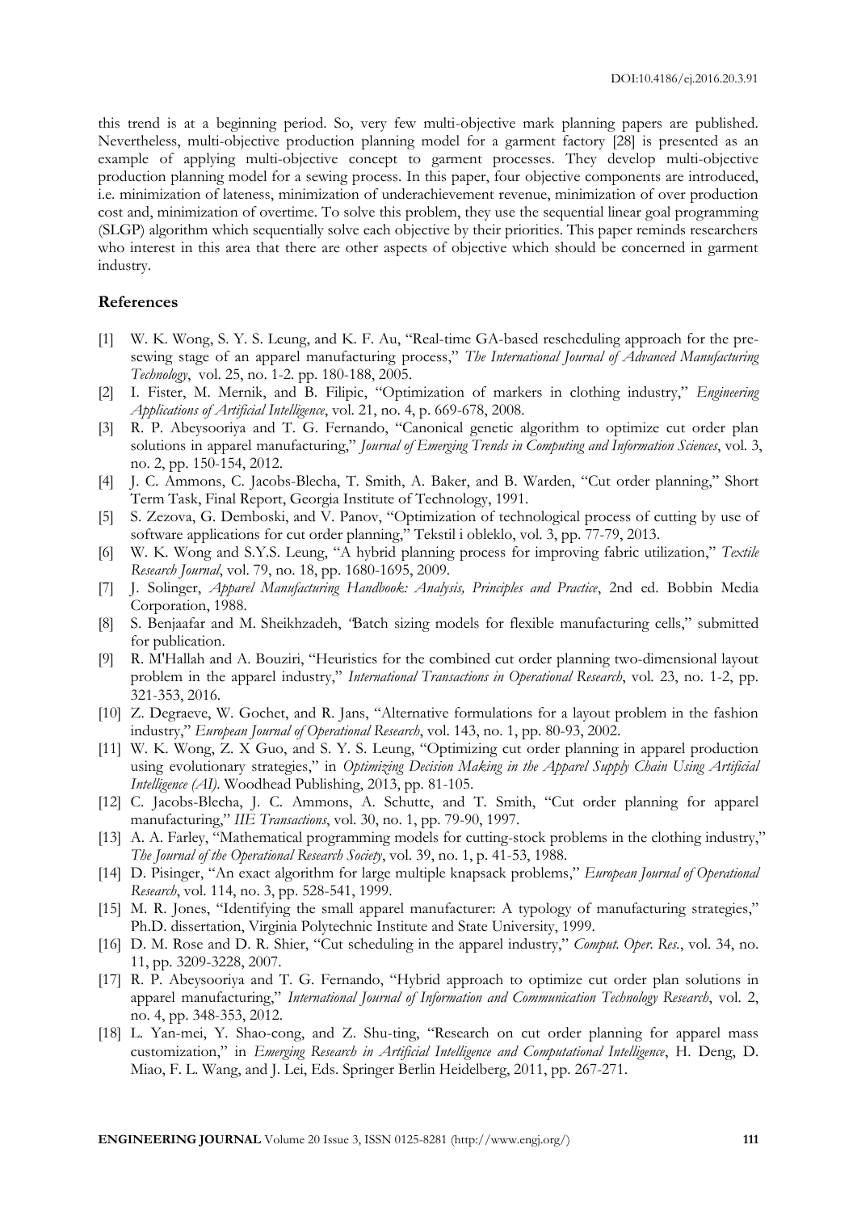this trend is at a beginning period. So, very few multi-objective mark planning papers are published. Nevertheless, multi-objective production planning model for a garment factory [28] is presented as an example of applying multi-objective concept to garment processes. They develop multi-objective production planning model for a sewing process. In this paper, four objective components are introduced, i.e. minimization of lateness, minimization of underachievement revenue, minimization of over production cost and, minimization of overtime. To solve this problem, they use the sequential linear goal programming (SLGP) algorithm which sequentially solve each objective by their priorities. This paper reminds researchers who interest in this area that there are other aspects of objective which should be concerned in garment industry.

## References

[1] W. K. Wong, S. Y. S. Leung, and K. F. Au, "Real-time GA-based rescheduling approach for the pre-sewing stage of an apparel manufacturing process," *The International Journal of Advanced Manufacturing Technology*, vol. 25, no. 1-2. pp. 180-188, 2005.

[2] I. Fister, M. Mernik, and B. Filipic, "Optimization of markers in clothing industry," *Engineering Applications of Artificial Intelligence*, vol. 21, no. 4, p. 669-678, 2008.

[3] R. P. Abeysooriya and T. G. Fernando, "Canonical genetic algorithm to optimize cut order plan solutions in apparel manufacturing," *Journal of Emerging Trends in Computing and Information Sciences*, vol. 3, no. 2, pp. 150-154, 2012.

[4] J. C. Ammons, C. Jacobs-Blecha, T. Smith, A. Baker, and B. Warden, "Cut order planning," Short Term Task, Final Report, Georgia Institute of Technology, 1991.

[5] S. Zezova, G. Demboski, and V. Panov, "Optimization of technological process of cutting by use of software applications for cut order planning," Tekstil i obleklo, vol. 3, pp. 77-79, 2013.

[6] W. K. Wong and S.Y.S. Leung, "A hybrid planning process for improving fabric utilization," *Textile Research Journal*, vol. 79, no. 18, pp. 1680-1695, 2009.

[7] J. Solinger, *Apparel Manufacturing Handbook: Analysis, Principles and Practice*, 2nd ed. Bobbin Media Corporation, 1988.

[8] S. Benjaafar and M. Sheikhzadeh, "Batch sizing models for flexible manufacturing cells," submitted for publication.

[9] R. M'Hallah and A. Bouziri, "Heuristics for the combined cut order planning two-dimensional layout problem in the apparel industry," *International Transactions in Operational Research*, vol. 23, no. 1-2, pp. 321-353, 2016.

[10] Z. Degraeve, W. Gochet, and R. Jans, "Alternative formulations for a layout problem in the fashion industry," *European Journal of Operational Research*, vol. 143, no. 1, pp. 80-93, 2002.

[11] W. K. Wong, Z. X Guo, and S. Y. S. Leung, "Optimizing cut order planning in apparel production using evolutionary strategies," in *Optimizing Decision Making in the Apparel Supply Chain Using Artificial Intelligence (AI)*. Woodhead Publishing, 2013, pp. 81-105.

[12] C. Jacobs-Blecha, J. C. Ammons, A. Schutte, and T. Smith, "Cut order planning for apparel manufacturing," *IIE Transactions*, vol. 30, no. 1, pp. 79-90, 1997.

[13] A. A. Farley, "Mathematical programming models for cutting-stock problems in the clothing industry," *The Journal of the Operational Research Society*, vol. 39, no. 1, p. 41-53, 1988.

[14] D. Pisinger, "An exact algorithm for large multiple knapsack problems," *European Journal of Operational Research*, vol. 114, no. 3, pp. 528-541, 1999.

[15] M. R. Jones, "Identifying the small apparel manufacturer: A typology of manufacturing strategies," Ph.D. dissertation, Virginia Polytechnic Institute and State University, 1999.

[16] D. M. Rose and D. R. Shier, "Cut scheduling in the apparel industry," *Comput. Oper. Res.*, vol. 34, no. 11, pp. 3209-3228, 2007.

[17] R. P. Abeysooriya and T. G. Fernando, "Hybrid approach to optimize cut order plan solutions in apparel manufacturing," *International Journal of Information and Communication Technology Research*, vol. 2, no. 4, pp. 348-353, 2012.

[18] L. Yan-mei, Y. Shao-cong, and Z. Shu-ting, "Research on cut order planning for apparel mass customization," in *Emerging Research in Artificial Intelligence and Computational Intelligence*, H. Deng, D. Miao, F. L. Wang, and J. Lei, Eds. Springer Berlin Heidelberg, 2011, pp. 267-271.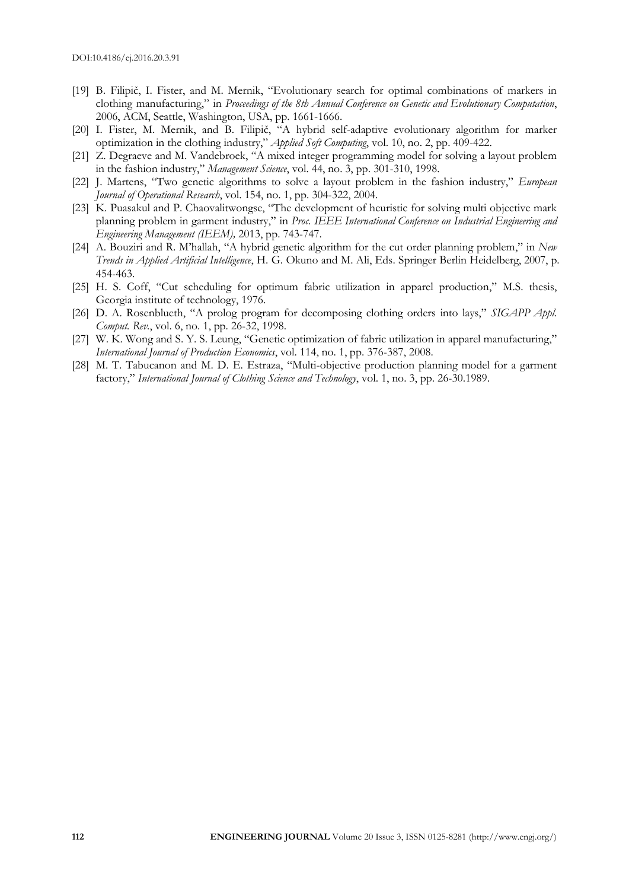[19] B. Filipič, I. Fister, and M. Mernik, "Evolutionary search for optimal combinations of markers in clothing manufacturing," in *Proceedings of the 8th Annual Conference on Genetic and Evolutionary Computation*, 2006, ACM, Seattle, Washington, USA, pp. 1661-1666.

[20] I. Fister, M. Mernik, and B. Filipič, "A hybrid self-adaptive evolutionary algorithm for marker optimization in the clothing industry," *Applied Soft Computing*, vol. 10, no. 2, pp. 409-422.

[21] Z. Degraeve and M. Vandebroek, "A mixed integer programming model for solving a layout problem in the fashion industry," *Management Science*, vol. 44, no. 3, pp. 301-310, 1998.

[22] J. Martens, "Two genetic algorithms to solve a layout problem in the fashion industry," *European Journal of Operational Research*, vol. 154, no. 1, pp. 304-322, 2004.

[23] K. Puasakul and P. Chaovalitwongse, "The development of heuristic for solving multi objective mark planning problem in garment industry," in *Proc. IEEE International Conference on Industrial Engineering and Engineering Management (IEEM),* 2013, pp. 743-747.

[24] A. Bouziri and R. M'hallah, "A hybrid genetic algorithm for the cut order planning problem," in *New Trends in Applied Artificial Intelligence*, H. G. Okuno and M. Ali, Eds. Springer Berlin Heidelberg, 2007, p. 454-463.

[25] H. S. Coff, "Cut scheduling for optimum fabric utilization in apparel production," M.S. thesis, Georgia institute of technology, 1976.

[26] D. A. Rosenblueth, "A prolog program for decomposing clothing orders into lays," *SIGAPP Appl. Comput. Rev.*, vol. 6, no. 1, pp. 26-32, 1998.

[27] W. K. Wong and S. Y. S. Leung, "Genetic optimization of fabric utilization in apparel manufacturing," *International Journal of Production Economics*, vol. 114, no. 1, pp. 376-387, 2008.

[28] M. T. Tabucanon and M. D. E. Estraza, "Multi-objective production planning model for a garment factory," *International Journal of Clothing Science and Technology*, vol. 1, no. 3, pp. 26-30.1989.